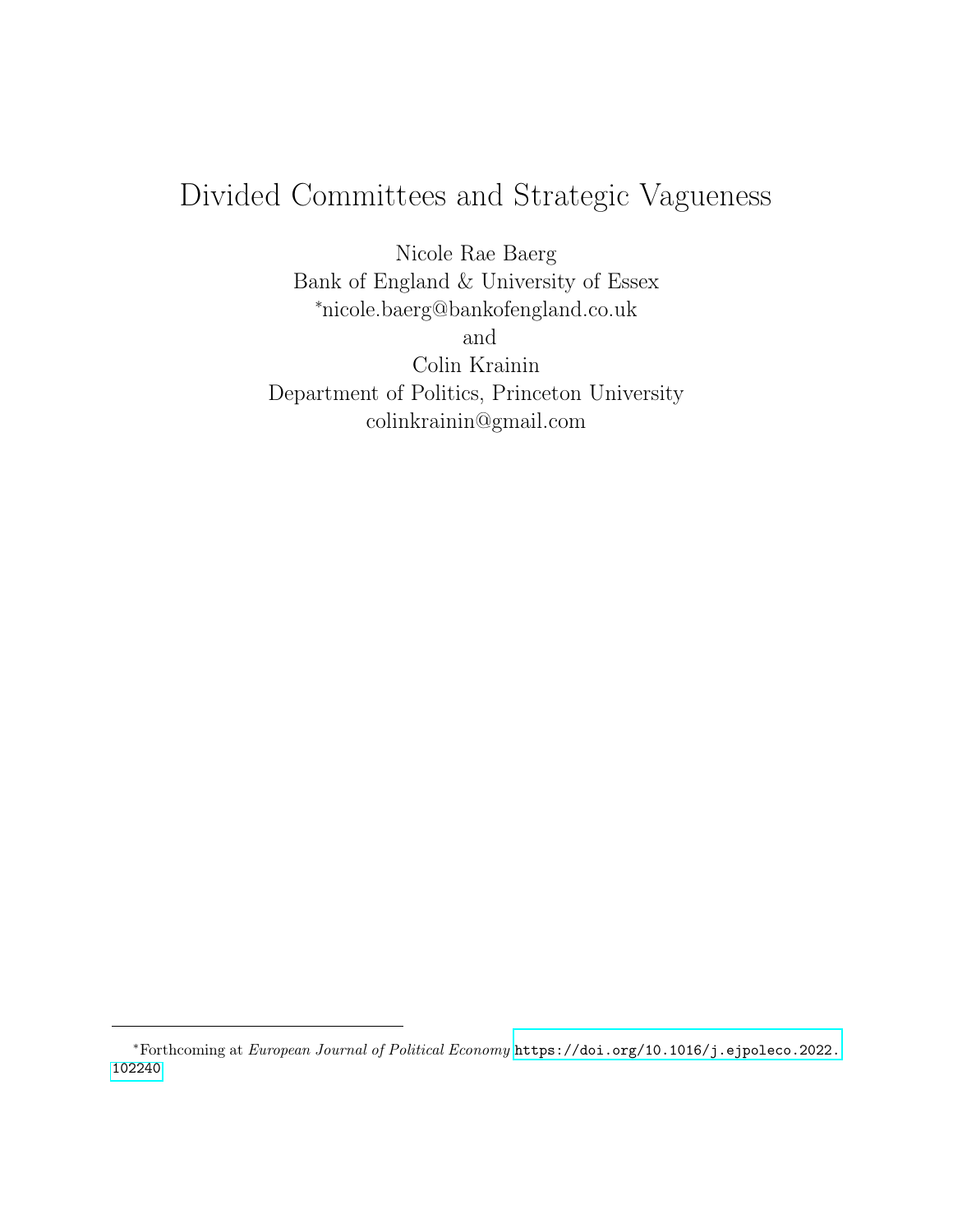# Divided Committees and Strategic Vagueness

Nicole Rae Baerg
Bank of England & University of Essex
*nicole.baerg@bankofengland.co.uk

and

Colin Krainin
Department of Politics, Princeton University
colinkrainin@gmail.com

---

*Forthcoming at *European Journal of Political Economy* https://doi.org/10.1016/j.ejpoleco.2022.102240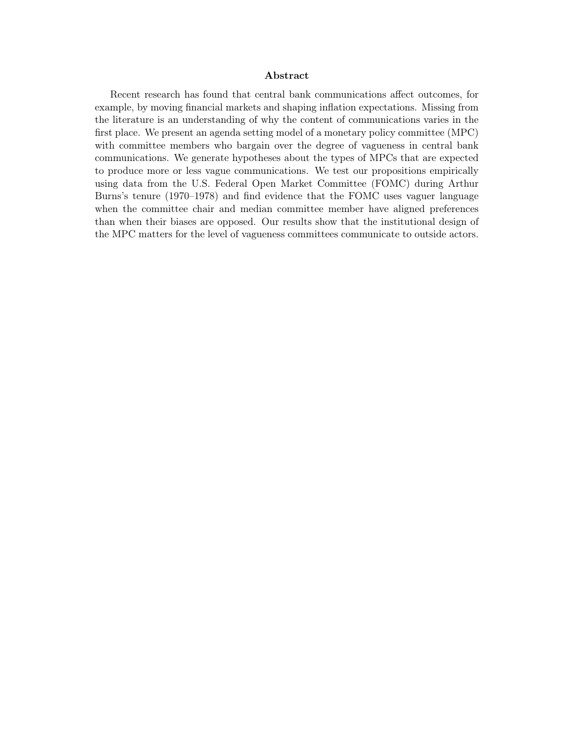## Abstract

Recent research has found that central bank communications affect outcomes, for example, by moving financial markets and shaping inflation expectations. Missing from the literature is an understanding of why the content of communications varies in the first place. We present an agenda setting model of a monetary policy committee (MPC) with committee members who bargain over the degree of vagueness in central bank communications. We generate hypotheses about the types of MPCs that are expected to produce more or less vague communications. We test our propositions empirically using data from the U.S. Federal Open Market Committee (FOMC) during Arthur Burns's tenure (1970–1978) and find evidence that the FOMC uses vaguer language when the committee chair and median committee member have aligned preferences than when their biases are opposed. Our results show that the institutional design of the MPC matters for the level of vagueness committees communicate to outside actors.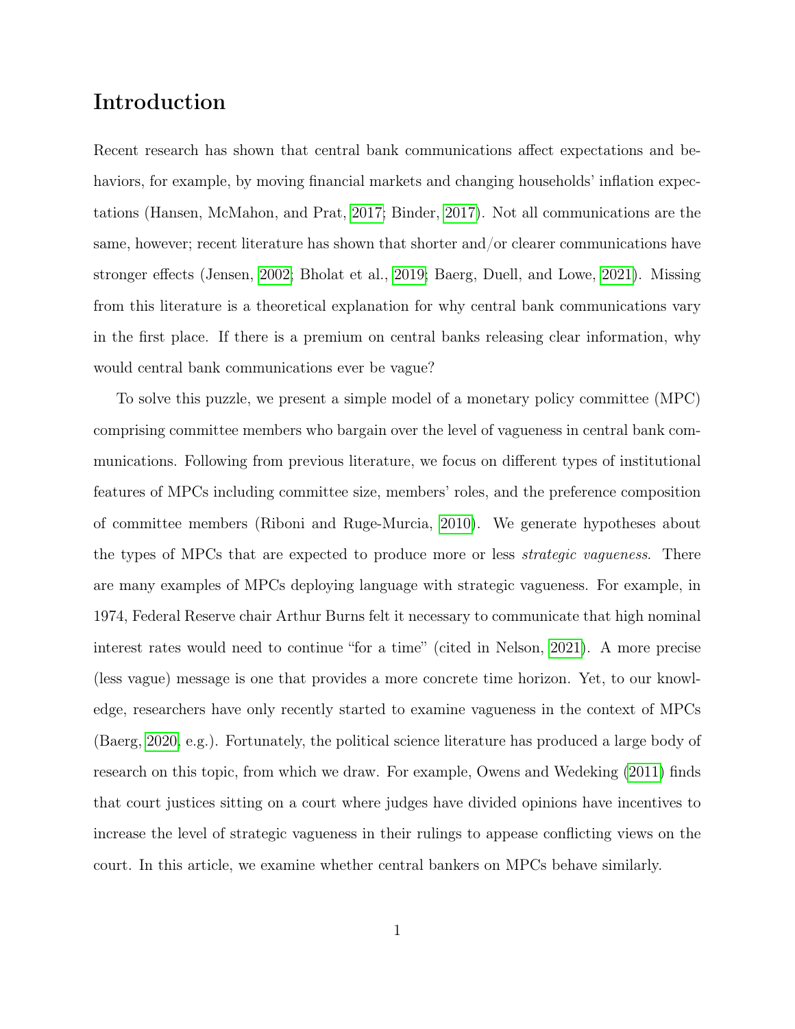# Introduction

Recent research has shown that central bank communications affect expectations and behaviors, for example, by moving financial markets and changing households' inflation expectations (Hansen, McMahon, and Prat, 2017; Binder, 2017). Not all communications are the same, however; recent literature has shown that shorter and/or clearer communications have stronger effects (Jensen, 2002; Bholat et al., 2019; Baerg, Duell, and Lowe, 2021). Missing from this literature is a theoretical explanation for why central bank communications vary in the first place. If there is a premium on central banks releasing clear information, why would central bank communications ever be vague?

To solve this puzzle, we present a simple model of a monetary policy committee (MPC) comprising committee members who bargain over the level of vagueness in central bank communications. Following from previous literature, we focus on different types of institutional features of MPCs including committee size, members' roles, and the preference composition of committee members (Riboni and Ruge-Murcia, 2010). We generate hypotheses about the types of MPCs that are expected to produce more or less *strategic vagueness*. There are many examples of MPCs deploying language with strategic vagueness. For example, in 1974, Federal Reserve chair Arthur Burns felt it necessary to communicate that high nominal interest rates would need to continue "for a time" (cited in Nelson, 2021). A more precise (less vague) message is one that provides a more concrete time horizon. Yet, to our knowledge, researchers have only recently started to examine vagueness in the context of MPCs (Baerg, 2020, e.g.). Fortunately, the political science literature has produced a large body of research on this topic, from which we draw. For example, Owens and Wedeking (2011) finds that court justices sitting on a court where judges have divided opinions have incentives to increase the level of strategic vagueness in their rulings to appease conflicting views on the court. In this article, we examine whether central bankers on MPCs behave similarly.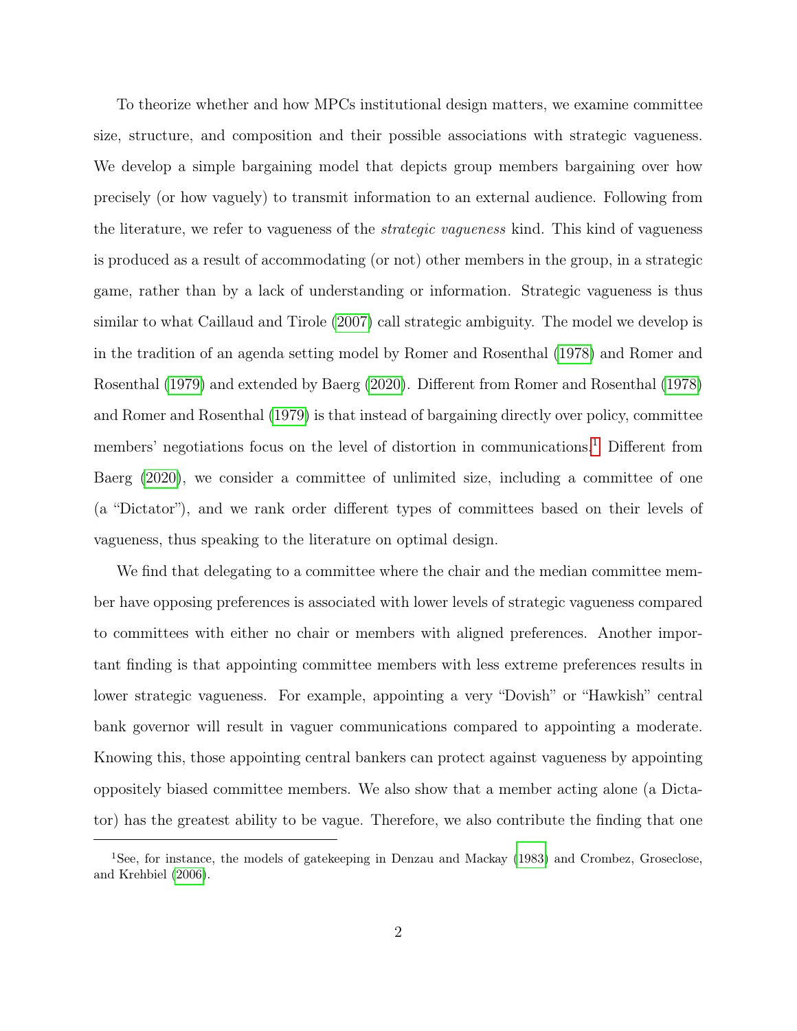To theorize whether and how MPCs institutional design matters, we examine committee size, structure, and composition and their possible associations with strategic vagueness. We develop a simple bargaining model that depicts group members bargaining over how precisely (or how vaguely) to transmit information to an external audience. Following from the literature, we refer to vagueness of the *strategic vagueness* kind. This kind of vagueness is produced as a result of accommodating (or not) other members in the group, in a strategic game, rather than by a lack of understanding or information. Strategic vagueness is thus similar to what Caillaud and Tirole (2007) call strategic ambiguity. The model we develop is in the tradition of an agenda setting model by Romer and Rosenthal (1978) and Romer and Rosenthal (1979) and extended by Baerg (2020). Different from Romer and Rosenthal (1978) and Romer and Rosenthal (1979) is that instead of bargaining directly over policy, committee members' negotiations focus on the level of distortion in communications.[1] Different from Baerg (2020), we consider a committee of unlimited size, including a committee of one (a "Dictator"), and we rank order different types of committees based on their levels of vagueness, thus speaking to the literature on optimal design.

We find that delegating to a committee where the chair and the median committee member have opposing preferences is associated with lower levels of strategic vagueness compared to committees with either no chair or members with aligned preferences. Another important finding is that appointing committee members with less extreme preferences results in lower strategic vagueness. For example, appointing a very "Dovish" or "Hawkish" central bank governor will result in vaguer communications compared to appointing a moderate. Knowing this, those appointing central bankers can protect against vagueness by appointing oppositely biased committee members. We also show that a member acting alone (a Dictator) has the greatest ability to be vague. Therefore, we also contribute the finding that one

[1] See, for instance, the models of gatekeeping in Denzau and Mackay (1983) and Crombez, Groseclose, and Krehbiel (2006).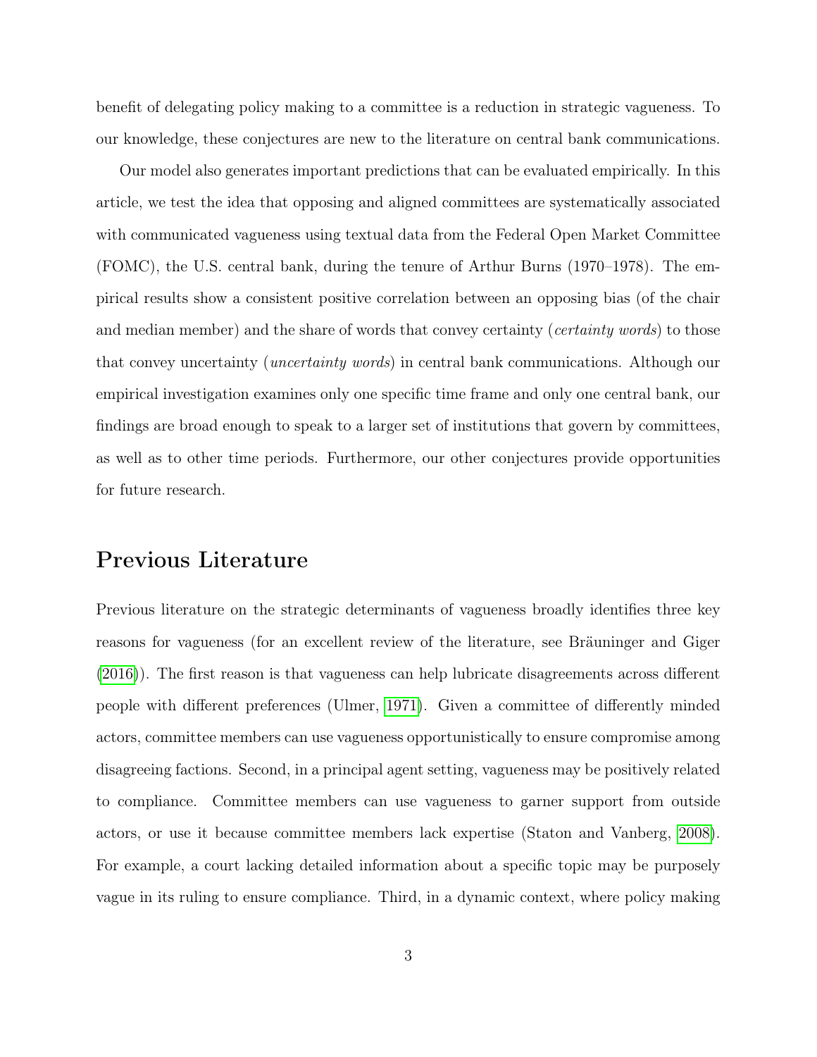benefit of delegating policy making to a committee is a reduction in strategic vagueness. To our knowledge, these conjectures are new to the literature on central bank communications.

Our model also generates important predictions that can be evaluated empirically. In this article, we test the idea that opposing and aligned committees are systematically associated with communicated vagueness using textual data from the Federal Open Market Committee (FOMC), the U.S. central bank, during the tenure of Arthur Burns (1970–1978). The empirical results show a consistent positive correlation between an opposing bias (of the chair and median member) and the share of words that convey certainty (*certainty words*) to those that convey uncertainty (*uncertainty words*) in central bank communications. Although our empirical investigation examines only one specific time frame and only one central bank, our findings are broad enough to speak to a larger set of institutions that govern by committees, as well as to other time periods. Furthermore, our other conjectures provide opportunities for future research.

## Previous Literature

Previous literature on the strategic determinants of vagueness broadly identifies three key reasons for vagueness (for an excellent review of the literature, see Bräuninger and Giger (2016)). The first reason is that vagueness can help lubricate disagreements across different people with different preferences (Ulmer, 1971). Given a committee of differently minded actors, committee members can use vagueness opportunistically to ensure compromise among disagreeing factions. Second, in a principal agent setting, vagueness may be positively related to compliance. Committee members can use vagueness to garner support from outside actors, or use it because committee members lack expertise (Staton and Vanberg, 2008). For example, a court lacking detailed information about a specific topic may be purposely vague in its ruling to ensure compliance. Third, in a dynamic context, where policy making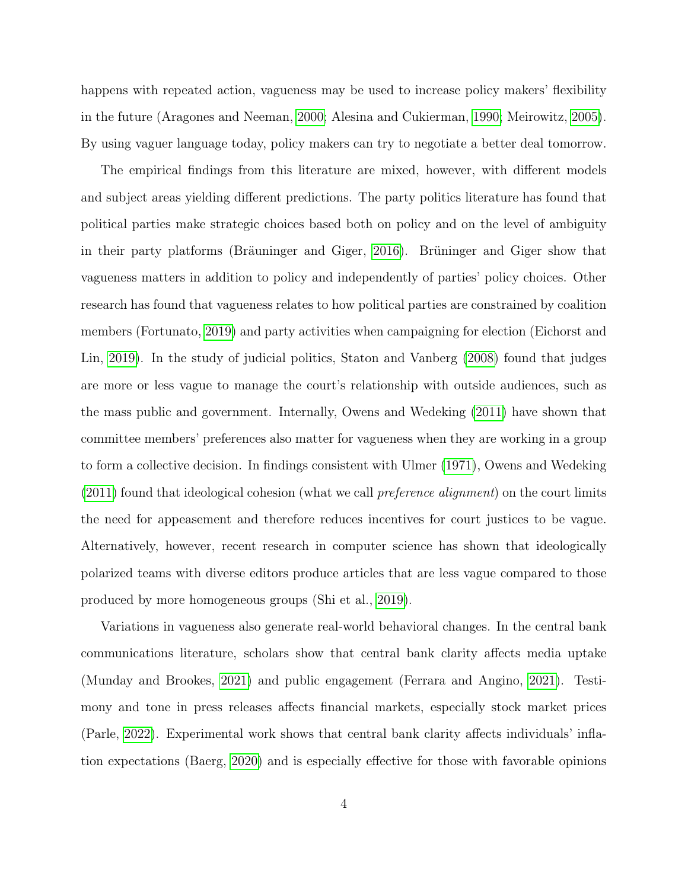happens with repeated action, vagueness may be used to increase policy makers' flexibility in the future (Aragones and Neeman, 2000; Alesina and Cukierman, 1990; Meirowitz, 2005). By using vaguer language today, policy makers can try to negotiate a better deal tomorrow.

The empirical findings from this literature are mixed, however, with different models and subject areas yielding different predictions. The party politics literature has found that political parties make strategic choices based both on policy and on the level of ambiguity in their party platforms (Bräuninger and Giger, 2016). Brüninger and Giger show that vagueness matters in addition to policy and independently of parties' policy choices. Other research has found that vagueness relates to how political parties are constrained by coalition members (Fortunato, 2019) and party activities when campaigning for election (Eichorst and Lin, 2019). In the study of judicial politics, Staton and Vanberg (2008) found that judges are more or less vague to manage the court's relationship with outside audiences, such as the mass public and government. Internally, Owens and Wedeking (2011) have shown that committee members' preferences also matter for vagueness when they are working in a group to form a collective decision. In findings consistent with Ulmer (1971), Owens and Wedeking (2011) found that ideological cohesion (what we call *preference alignment*) on the court limits the need for appeasement and therefore reduces incentives for court justices to be vague. Alternatively, however, recent research in computer science has shown that ideologically polarized teams with diverse editors produce articles that are less vague compared to those produced by more homogeneous groups (Shi et al., 2019).

Variations in vagueness also generate real-world behavioral changes. In the central bank communications literature, scholars show that central bank clarity affects media uptake (Munday and Brookes, 2021) and public engagement (Ferrara and Angino, 2021). Testimony and tone in press releases affects financial markets, especially stock market prices (Parle, 2022). Experimental work shows that central bank clarity affects individuals' inflation expectations (Baerg, 2020) and is especially effective for those with favorable opinions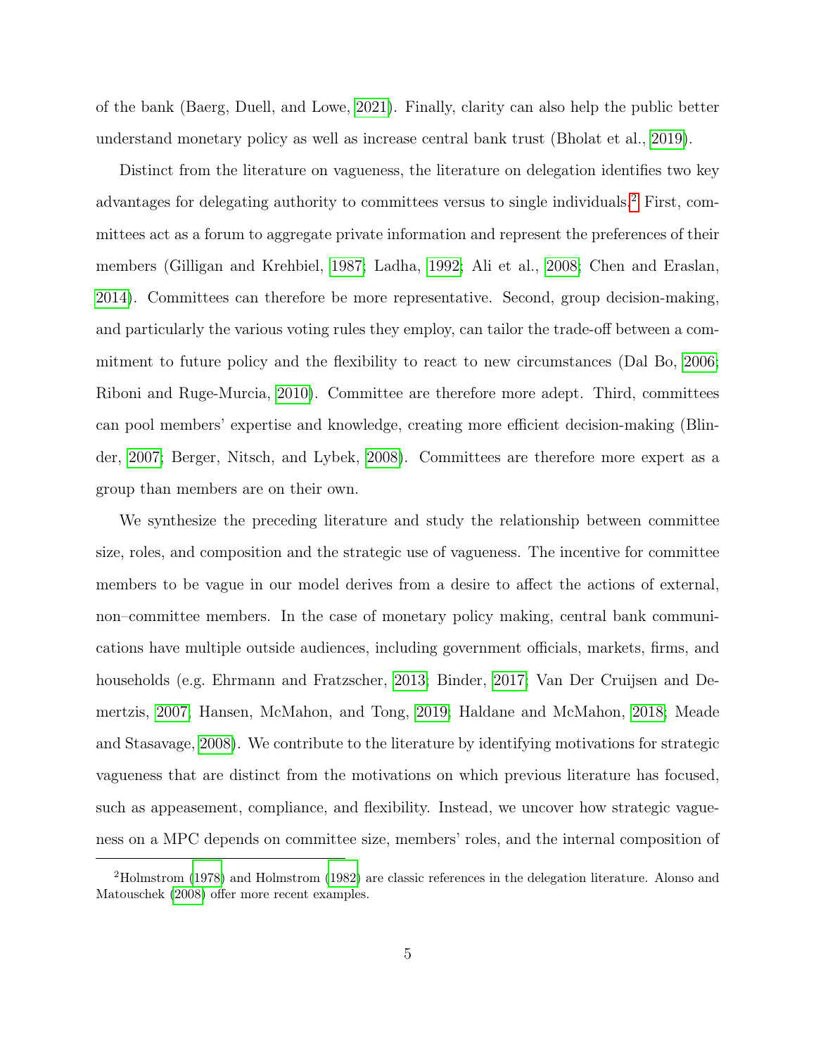of the bank (Baerg, Duell, and Lowe, 2021). Finally, clarity can also help the public better understand monetary policy as well as increase central bank trust (Bholat et al., 2019).

Distinct from the literature on vagueness, the literature on delegation identifies two key advantages for delegating authority to committees versus to single individuals.[2] First, committees act as a forum to aggregate private information and represent the preferences of their members (Gilligan and Krehbiel, 1987; Ladha, 1992; Ali et al., 2008; Chen and Eraslan, 2014). Committees can therefore be more representative. Second, group decision-making, and particularly the various voting rules they employ, can tailor the trade-off between a commitment to future policy and the flexibility to react to new circumstances (Dal Bo, 2006; Riboni and Ruge-Murcia, 2010). Committee are therefore more adept. Third, committees can pool members' expertise and knowledge, creating more efficient decision-making (Blinder, 2007; Berger, Nitsch, and Lybek, 2008). Committees are therefore more expert as a group than members are on their own.

We synthesize the preceding literature and study the relationship between committee size, roles, and composition and the strategic use of vagueness. The incentive for committee members to be vague in our model derives from a desire to affect the actions of external, non–committee members. In the case of monetary policy making, central bank communications have multiple outside audiences, including government officials, markets, firms, and households (e.g. Ehrmann and Fratzscher, 2013; Binder, 2017; Van Der Cruijsen and Demertzis, 2007; Hansen, McMahon, and Tong, 2019; Haldane and McMahon, 2018; Meade and Stasavage, 2008). We contribute to the literature by identifying motivations for strategic vagueness that are distinct from the motivations on which previous literature has focused, such as appeasement, compliance, and flexibility. Instead, we uncover how strategic vagueness on a MPC depends on committee size, members' roles, and the internal composition of

[2] Holmstrom (1978) and Holmstrom (1982) are classic references in the delegation literature. Alonso and Matouschek (2008) offer more recent examples.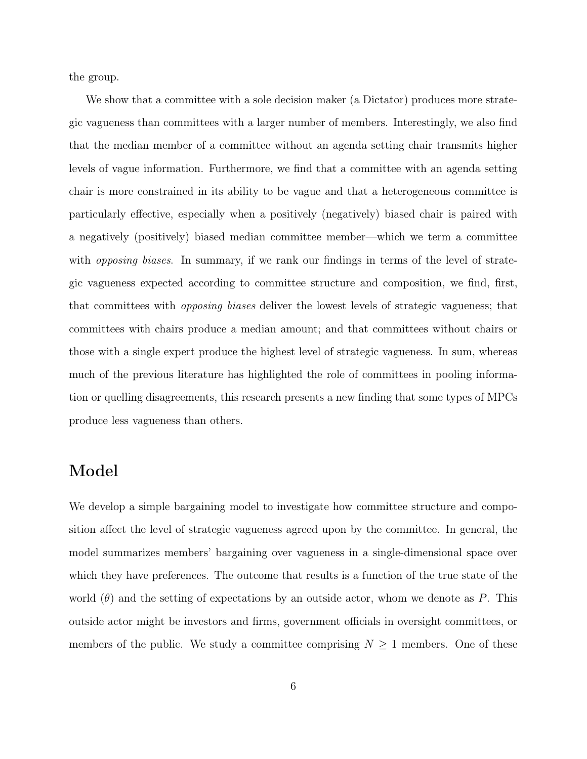the group.

We show that a committee with a sole decision maker (a Dictator) produces more strategic vagueness than committees with a larger number of members. Interestingly, we also find that the median member of a committee without an agenda setting chair transmits higher levels of vague information. Furthermore, we find that a committee with an agenda setting chair is more constrained in its ability to be vague and that a heterogeneous committee is particularly effective, especially when a positively (negatively) biased chair is paired with a negatively (positively) biased median committee member—which we term a committee with *opposing biases*. In summary, if we rank our findings in terms of the level of strategic vagueness expected according to committee structure and composition, we find, first, that committees with *opposing biases* deliver the lowest levels of strategic vagueness; that committees with chairs produce a median amount; and that committees without chairs or those with a single expert produce the highest level of strategic vagueness. In sum, whereas much of the previous literature has highlighted the role of committees in pooling information or quelling disagreements, this research presents a new finding that some types of MPCs produce less vagueness than others.

# Model

We develop a simple bargaining model to investigate how committee structure and composition affect the level of strategic vagueness agreed upon by the committee. In general, the model summarizes members' bargaining over vagueness in a single-dimensional space over which they have preferences. The outcome that results is a function of the true state of the world ($\theta$) and the setting of expectations by an outside actor, whom we denote as $P$. This outside actor might be investors and firms, government officials in oversight committees, or members of the public. We study a committee comprising $N \geq 1$ members. One of these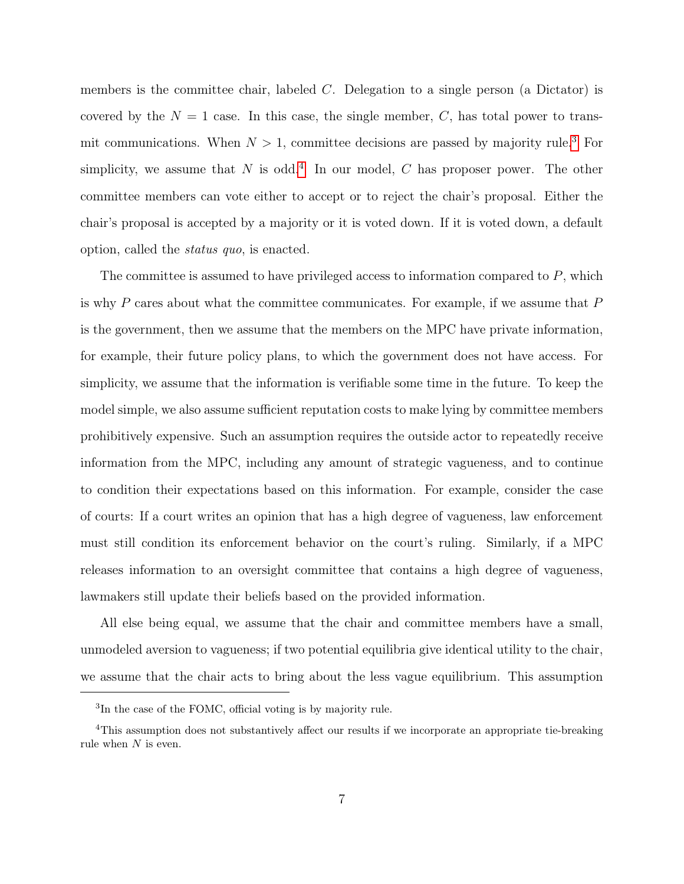members is the committee chair, labeled $C$. Delegation to a single person (a Dictator) is covered by the $N = 1$ case. In this case, the single member, $C$, has total power to transmit communications. When $N > 1$, committee decisions are passed by majority rule.[3] For simplicity, we assume that $N$ is odd.[4] In our model, $C$ has proposer power. The other committee members can vote either to accept or to reject the chair's proposal. Either the chair's proposal is accepted by a majority or it is voted down. If it is voted down, a default option, called the *status quo*, is enacted.

The committee is assumed to have privileged access to information compared to $P$, which is why $P$ cares about what the committee communicates. For example, if we assume that $P$ is the government, then we assume that the members on the MPC have private information, for example, their future policy plans, to which the government does not have access. For simplicity, we assume that the information is verifiable some time in the future. To keep the model simple, we also assume sufficient reputation costs to make lying by committee members prohibitively expensive. Such an assumption requires the outside actor to repeatedly receive information from the MPC, including any amount of strategic vagueness, and to continue to condition their expectations based on this information. For example, consider the case of courts: If a court writes an opinion that has a high degree of vagueness, law enforcement must still condition its enforcement behavior on the court's ruling. Similarly, if a MPC releases information to an oversight committee that contains a high degree of vagueness, lawmakers still update their beliefs based on the provided information.

All else being equal, we assume that the chair and committee members have a small, unmodeled aversion to vagueness; if two potential equilibria give identical utility to the chair, we assume that the chair acts to bring about the less vague equilibrium. This assumption

[3] In the case of the FOMC, official voting is by majority rule.

[4] This assumption does not substantively affect our results if we incorporate an appropriate tie-breaking rule when $N$ is even.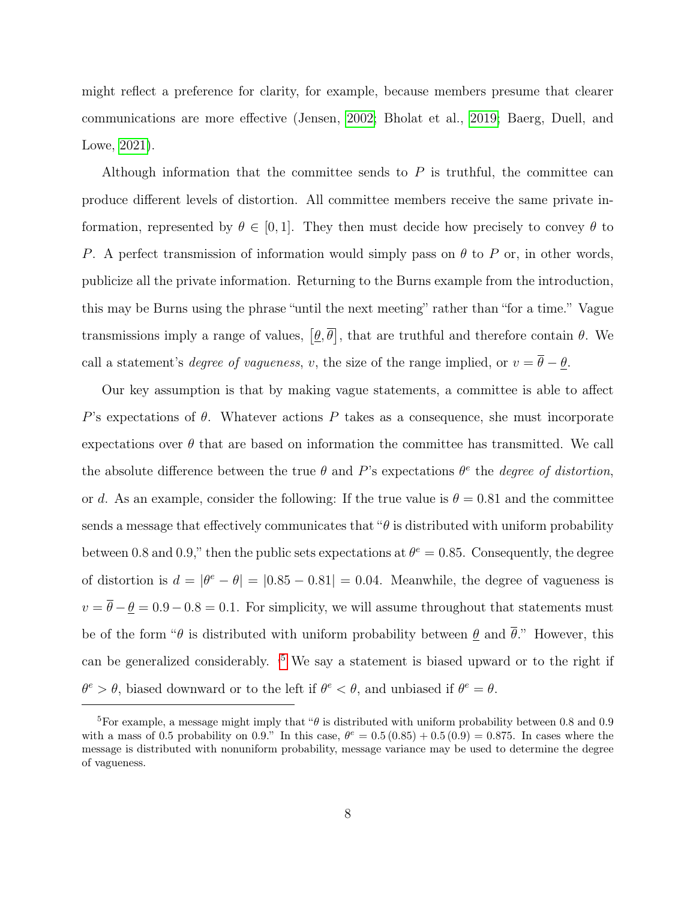might reflect a preference for clarity, for example, because members presume that clearer communications are more effective (Jensen, 2002; Bholat et al., 2019; Baerg, Duell, and Lowe, 2021).

Although information that the committee sends to $P$ is truthful, the committee can produce different levels of distortion. All committee members receive the same private information, represented by $\theta \in [0, 1]$. They then must decide how precisely to convey $\theta$ to $P$. A perfect transmission of information would simply pass on $\theta$ to $P$ or, in other words, publicize all the private information. Returning to the Burns example from the introduction, this may be Burns using the phrase "until the next meeting" rather than "for a time." Vague transmissions imply a range of values, $\left[\underline{\theta}, \overline{\theta}\right]$, that are truthful and therefore contain $\theta$. We call a statement's *degree of vagueness*, $v$, the size of the range implied, or $v = \overline{\theta} - \underline{\theta}$.

Our key assumption is that by making vague statements, a committee is able to affect $P$'s expectations of $\theta$. Whatever actions $P$ takes as a consequence, she must incorporate expectations over $\theta$ that are based on information the committee has transmitted. We call the absolute difference between the true $\theta$ and $P$'s expectations $\theta^e$ the *degree of distortion*, or $d$. As an example, consider the following: If the true value is $\theta = 0.81$ and the committee sends a message that effectively communicates that "$\theta$ is distributed with uniform probability between 0.8 and 0.9," then the public sets expectations at $\theta^e = 0.85$. Consequently, the degree of distortion is $d = |\theta^e - \theta| = |0.85 - 0.81| = 0.04$. Meanwhile, the degree of vagueness is $v = \overline{\theta} - \underline{\theta} = 0.9 - 0.8 = 0.1$. For simplicity, we will assume throughout that statements must be of the form "$\theta$ is distributed with uniform probability between $\underline{\theta}$ and $\overline{\theta}$." However, this can be generalized considerably. [5] We say a statement is biased upward or to the right if $\theta^e > \theta$, biased downward or to the left if $\theta^e < \theta$, and unbiased if $\theta^e = \theta$.

[5]For example, a message might imply that "$\theta$ is distributed with uniform probability between 0.8 and 0.9 with a mass of 0.5 probability on 0.9." In this case, $\theta^e = 0.5\,(0.85) + 0.5\,(0.9) = 0.875$. In cases where the message is distributed with nonuniform probability, message variance may be used to determine the degree of vagueness.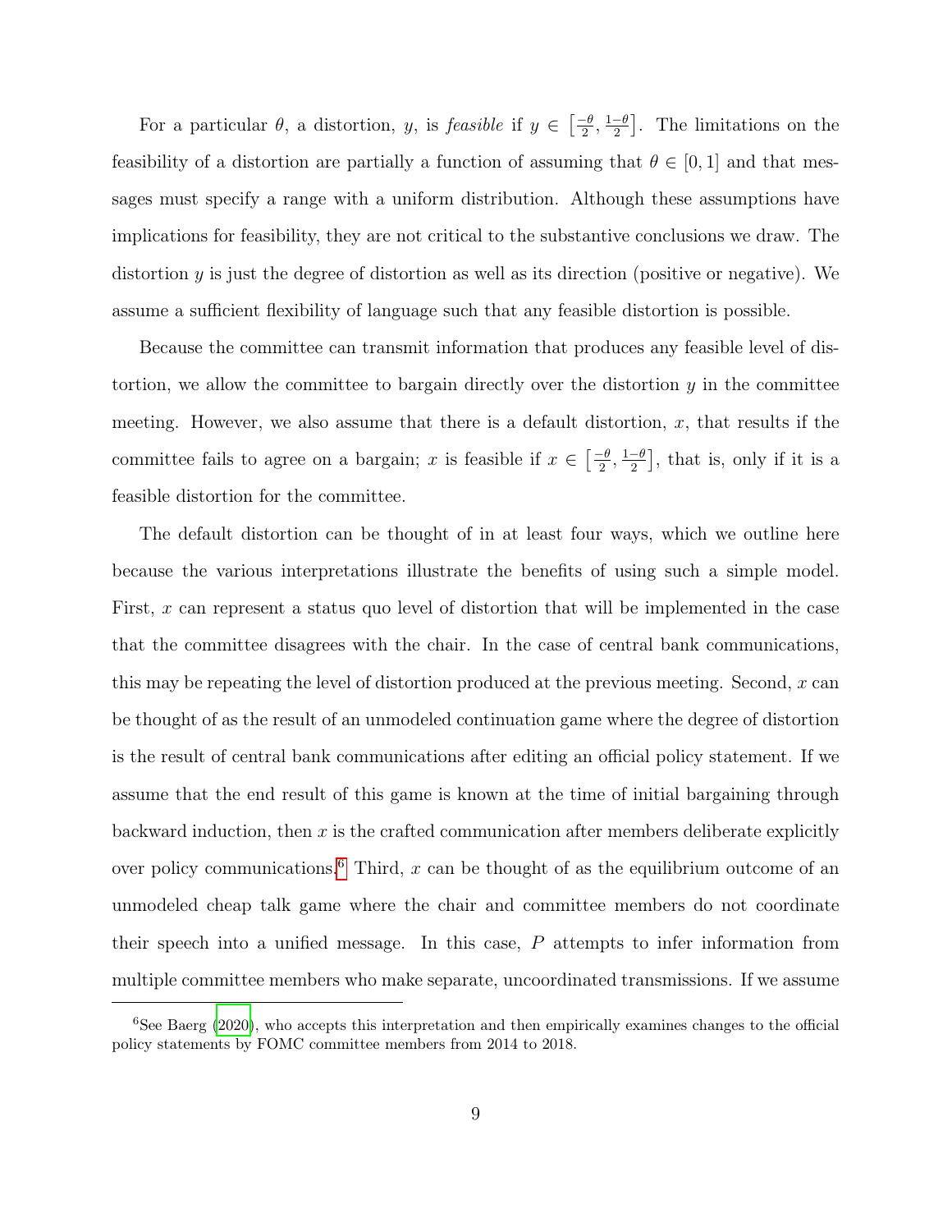For a particular $\theta$, a distortion, $y$, is *feasible* if $y \in \left[\frac{-\theta}{2}, \frac{1-\theta}{2}\right]$. The limitations on the feasibility of a distortion are partially a function of assuming that $\theta \in [0, 1]$ and that messages must specify a range with a uniform distribution. Although these assumptions have implications for feasibility, they are not critical to the substantive conclusions we draw. The distortion $y$ is just the degree of distortion as well as its direction (positive or negative). We assume a sufficient flexibility of language such that any feasible distortion is possible.

Because the committee can transmit information that produces any feasible level of distortion, we allow the committee to bargain directly over the distortion $y$ in the committee meeting. However, we also assume that there is a default distortion, $x$, that results if the committee fails to agree on a bargain; $x$ is feasible if $x \in \left[\frac{-\theta}{2}, \frac{1-\theta}{2}\right]$, that is, only if it is a feasible distortion for the committee.

The default distortion can be thought of in at least four ways, which we outline here because the various interpretations illustrate the benefits of using such a simple model. First, $x$ can represent a status quo level of distortion that will be implemented in the case that the committee disagrees with the chair. In the case of central bank communications, this may be repeating the level of distortion produced at the previous meeting. Second, $x$ can be thought of as the result of an unmodeled continuation game where the degree of distortion is the result of central bank communications after editing an official policy statement. If we assume that the end result of this game is known at the time of initial bargaining through backward induction, then $x$ is the crafted communication after members deliberate explicitly over policy communications.[6] Third, $x$ can be thought of as the equilibrium outcome of an unmodeled cheap talk game where the chair and committee members do not coordinate their speech into a unified message. In this case, $P$ attempts to infer information from multiple committee members who make separate, uncoordinated transmissions. If we assume

[6]See Baerg (2020), who accepts this interpretation and then empirically examines changes to the official policy statements by FOMC committee members from 2014 to 2018.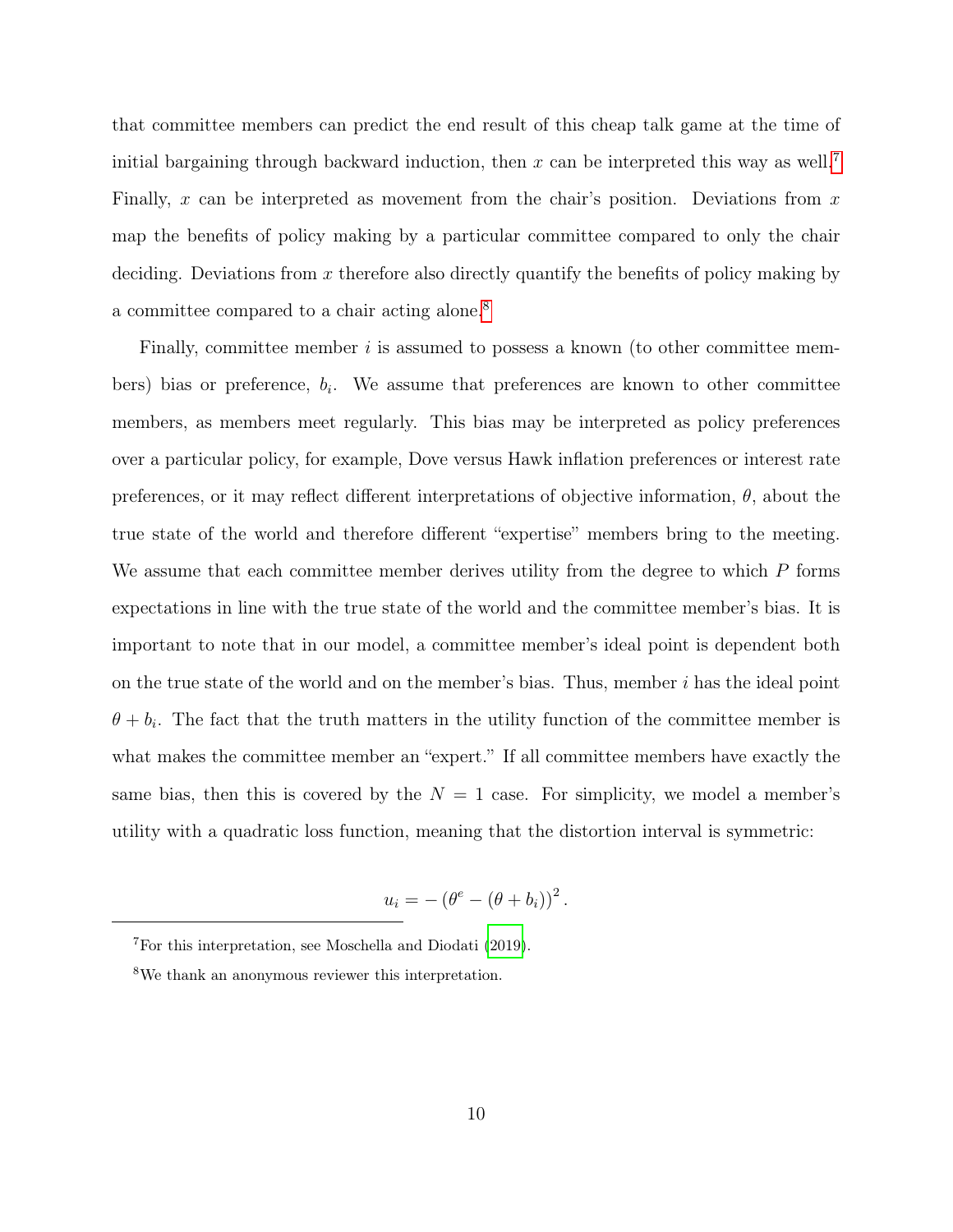that committee members can predict the end result of this cheap talk game at the time of initial bargaining through backward induction, then $x$ can be interpreted this way as well.[7] Finally, $x$ can be interpreted as movement from the chair's position. Deviations from $x$ map the benefits of policy making by a particular committee compared to only the chair deciding. Deviations from $x$ therefore also directly quantify the benefits of policy making by a committee compared to a chair acting alone.[8]

Finally, committee member $i$ is assumed to possess a known (to other committee members) bias or preference, $b_i$. We assume that preferences are known to other committee members, as members meet regularly. This bias may be interpreted as policy preferences over a particular policy, for example, Dove versus Hawk inflation preferences or interest rate preferences, or it may reflect different interpretations of objective information, $\theta$, about the true state of the world and therefore different "expertise" members bring to the meeting. We assume that each committee member derives utility from the degree to which $P$ forms expectations in line with the true state of the world and the committee member's bias. It is important to note that in our model, a committee member's ideal point is dependent both on the true state of the world and on the member's bias. Thus, member $i$ has the ideal point $\theta + b_i$. The fact that the truth matters in the utility function of the committee member is what makes the committee member an "expert." If all committee members have exactly the same bias, then this is covered by the $N = 1$ case. For simplicity, we model a member's utility with a quadratic loss function, meaning that the distortion interval is symmetric:

$$u_i = -\left(\theta^e - (\theta + b_i)\right)^2.$$

[7] For this interpretation, see Moschella and Diodati (2019).

[8] We thank an anonymous reviewer this interpretation.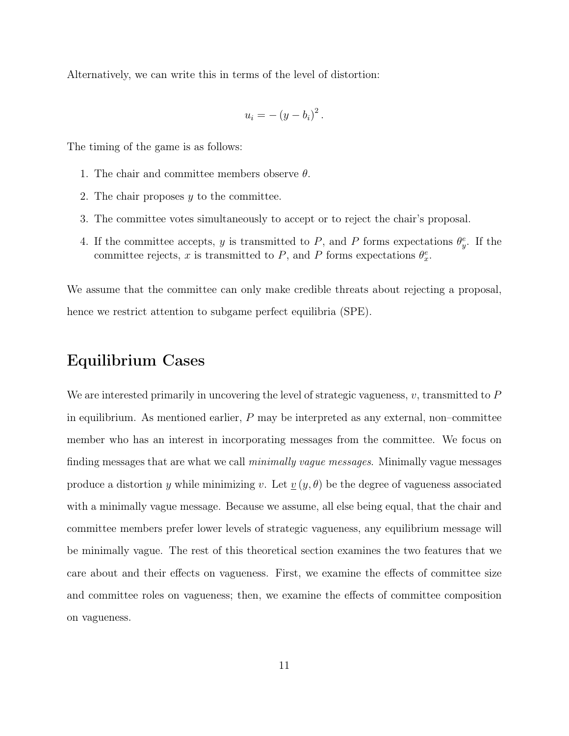Alternatively, we can write this in terms of the level of distortion:

$$u_i = -\left(y - b_i\right)^2.$$

The timing of the game is as follows:

1. The chair and committee members observe $\theta$.
2. The chair proposes $y$ to the committee.
3. The committee votes simultaneously to accept or to reject the chair's proposal.
4. If the committee accepts, $y$ is transmitted to $P$, and $P$ forms expectations $\theta^e_y$. If the committee rejects, $x$ is transmitted to $P$, and $P$ forms expectations $\theta^e_x$.

We assume that the committee can only make credible threats about rejecting a proposal, hence we restrict attention to subgame perfect equilibria (SPE).

## Equilibrium Cases

We are interested primarily in uncovering the level of strategic vagueness, $v$, transmitted to $P$ in equilibrium. As mentioned earlier, $P$ may be interpreted as any external, non–committee member who has an interest in incorporating messages from the committee. We focus on finding messages that are what we call *minimally vague messages*. Minimally vague messages produce a distortion $y$ while minimizing $v$. Let $\underline{v}(y, \theta)$ be the degree of vagueness associated with a minimally vague message. Because we assume, all else being equal, that the chair and committee members prefer lower levels of strategic vagueness, any equilibrium message will be minimally vague. The rest of this theoretical section examines the two features that we care about and their effects on vagueness. First, we examine the effects of committee size and committee roles on vagueness; then, we examine the effects of committee composition on vagueness.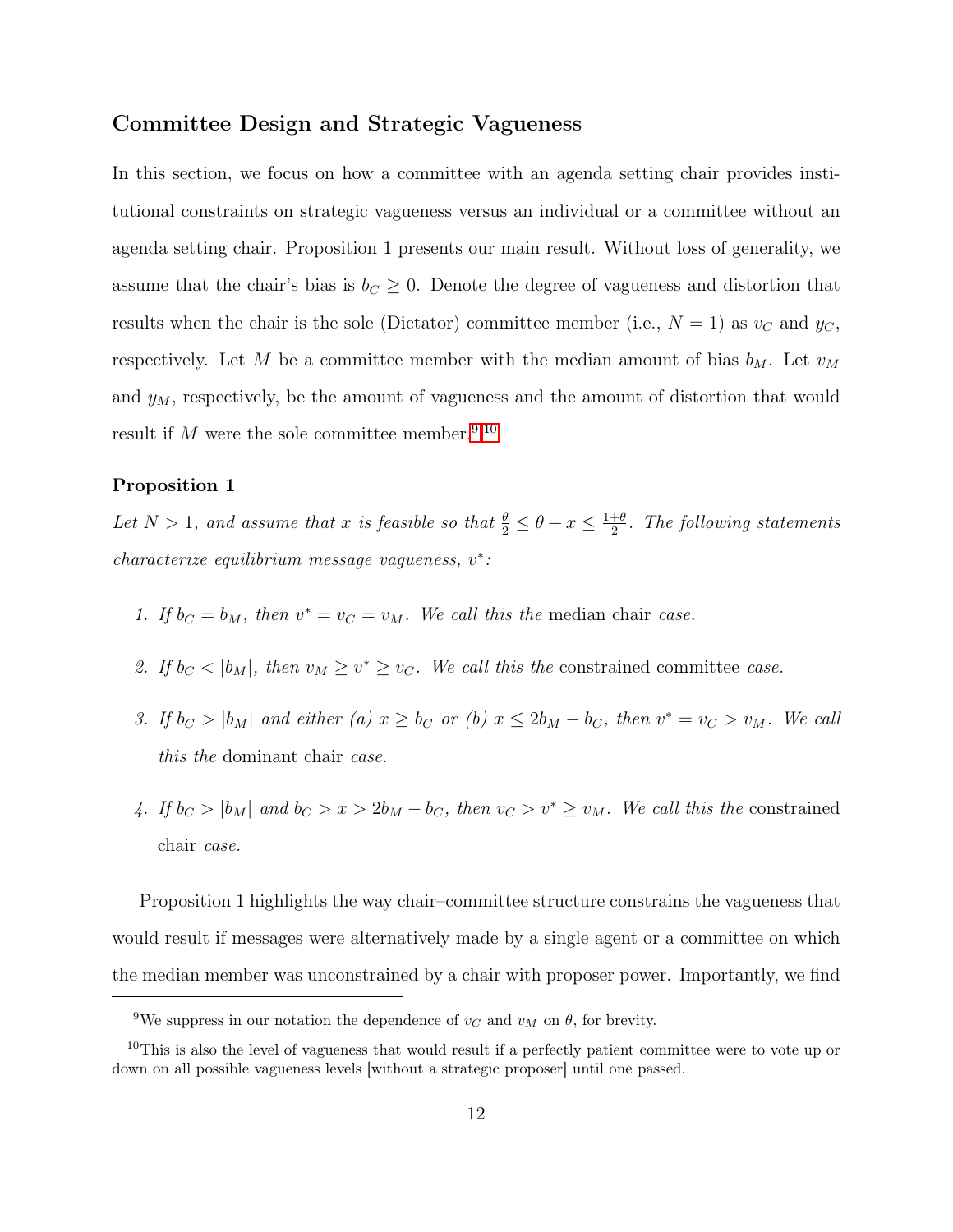### Committee Design and Strategic Vagueness

In this section, we focus on how a committee with an agenda setting chair provides institutional constraints on strategic vagueness versus an individual or a committee without an agenda setting chair. Proposition 1 presents our main result. Without loss of generality, we assume that the chair's bias is $b_C \geq 0$. Denote the degree of vagueness and distortion that results when the chair is the sole (Dictator) committee member (i.e., $N = 1$) as $v_C$ and $y_C$, respectively. Let $M$ be a committee member with the median amount of bias $b_M$. Let $v_M$ and $y_M$, respectively, be the amount of vagueness and the amount of distortion that would result if $M$ were the sole committee member.[9,10]

**Proposition 1**

*Let $N > 1$, and assume that $x$ is feasible so that $\frac{\theta}{2} \leq \theta + x \leq \frac{1+\theta}{2}$. The following statements characterize equilibrium message vagueness, $v^*$:*

1. *If $b_C = b_M$, then $v^* = v_C = v_M$. We call this the* median chair *case.*
2. *If $b_C < |b_M|$, then $v_M \geq v^* \geq v_C$. We call this the* constrained committee *case.*
3. *If $b_C > |b_M|$ and either (a) $x \geq b_C$ or (b) $x \leq 2b_M - b_C$, then $v^* = v_C > v_M$. We call this the* dominant chair *case.*
4. *If $b_C > |b_M|$ and $b_C > x > 2b_M - b_C$, then $v_C > v^* \geq v_M$. We call this the* constrained chair *case.*

Proposition 1 highlights the way chair–committee structure constrains the vagueness that would result if messages were alternatively made by a single agent or a committee on which the median member was unconstrained by a chair with proposer power. Importantly, we find

[9] We suppress in our notation the dependence of $v_C$ and $v_M$ on $\theta$, for brevity.

[10] This is also the level of vagueness that would result if a perfectly patient committee were to vote up or down on all possible vagueness levels [without a strategic proposer] until one passed.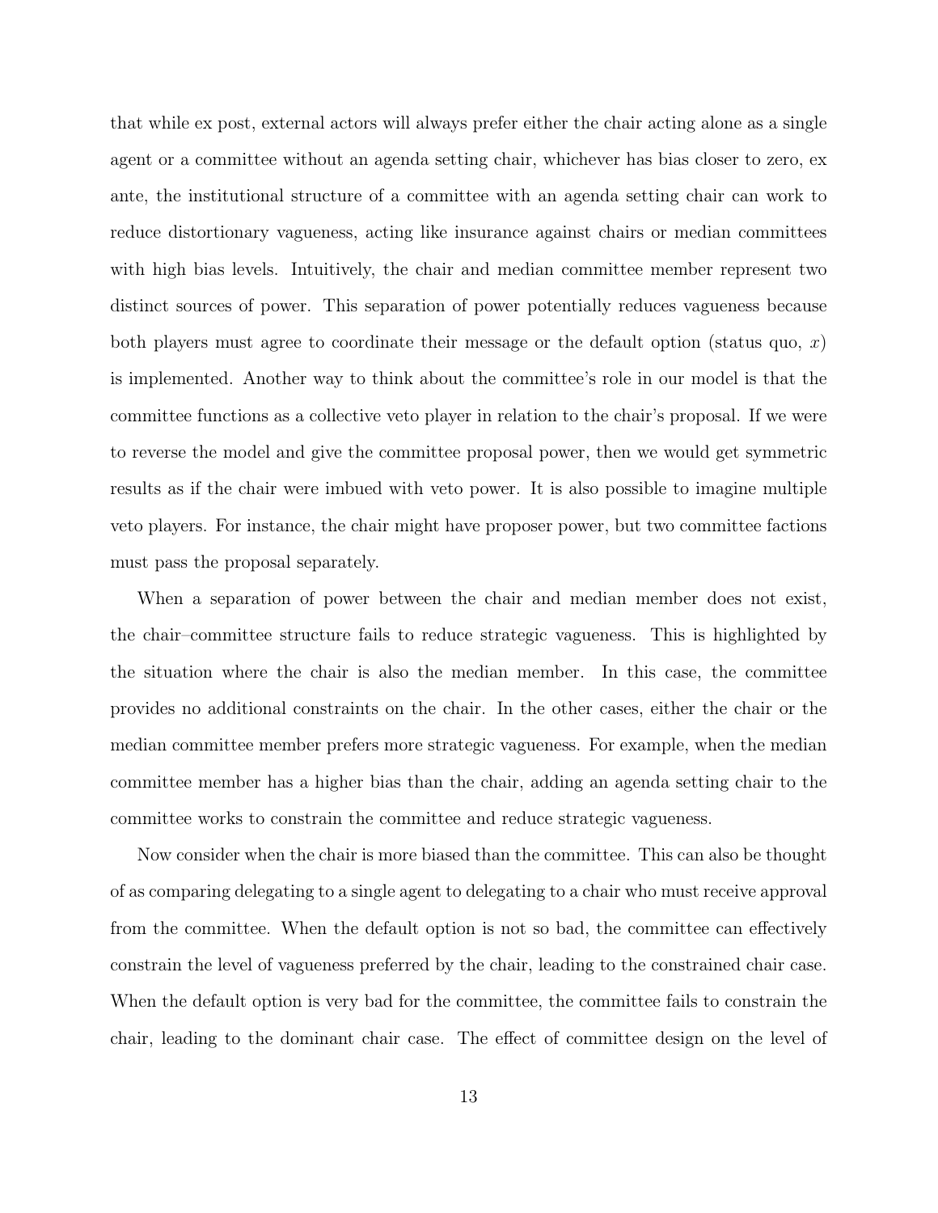that while ex post, external actors will always prefer either the chair acting alone as a single agent or a committee without an agenda setting chair, whichever has bias closer to zero, ex ante, the institutional structure of a committee with an agenda setting chair can work to reduce distortionary vagueness, acting like insurance against chairs or median committees with high bias levels. Intuitively, the chair and median committee member represent two distinct sources of power. This separation of power potentially reduces vagueness because both players must agree to coordinate their message or the default option (status quo, $x$) is implemented. Another way to think about the committee's role in our model is that the committee functions as a collective veto player in relation to the chair's proposal. If we were to reverse the model and give the committee proposal power, then we would get symmetric results as if the chair were imbued with veto power. It is also possible to imagine multiple veto players. For instance, the chair might have proposer power, but two committee factions must pass the proposal separately.

When a separation of power between the chair and median member does not exist, the chair–committee structure fails to reduce strategic vagueness. This is highlighted by the situation where the chair is also the median member. In this case, the committee provides no additional constraints on the chair. In the other cases, either the chair or the median committee member prefers more strategic vagueness. For example, when the median committee member has a higher bias than the chair, adding an agenda setting chair to the committee works to constrain the committee and reduce strategic vagueness.

Now consider when the chair is more biased than the committee. This can also be thought of as comparing delegating to a single agent to delegating to a chair who must receive approval from the committee. When the default option is not so bad, the committee can effectively constrain the level of vagueness preferred by the chair, leading to the constrained chair case. When the default option is very bad for the committee, the committee fails to constrain the chair, leading to the dominant chair case. The effect of committee design on the level of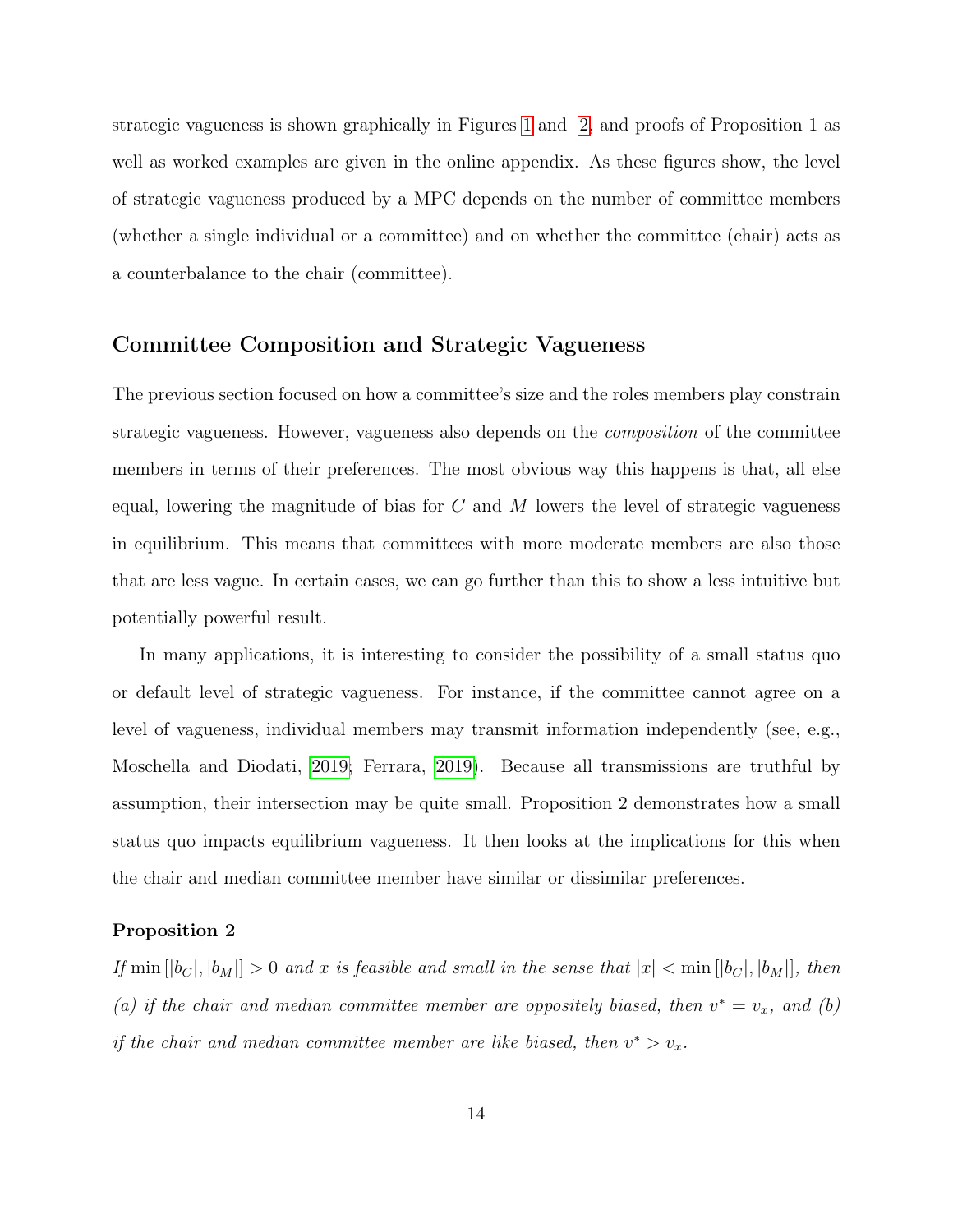strategic vagueness is shown graphically in Figures 1 and 2, and proofs of Proposition 1 as well as worked examples are given in the online appendix. As these figures show, the level of strategic vagueness produced by a MPC depends on the number of committee members (whether a single individual or a committee) and on whether the committee (chair) acts as a counterbalance to the chair (committee).

## Committee Composition and Strategic Vagueness

The previous section focused on how a committee's size and the roles members play constrain strategic vagueness. However, vagueness also depends on the *composition* of the committee members in terms of their preferences. The most obvious way this happens is that, all else equal, lowering the magnitude of bias for $C$ and $M$ lowers the level of strategic vagueness in equilibrium. This means that committees with more moderate members are also those that are less vague. In certain cases, we can go further than this to show a less intuitive but potentially powerful result.

In many applications, it is interesting to consider the possibility of a small status quo or default level of strategic vagueness. For instance, if the committee cannot agree on a level of vagueness, individual members may transmit information independently (see, e.g., Moschella and Diodati, 2019; Ferrara, 2019). Because all transmissions are truthful by assumption, their intersection may be quite small. Proposition 2 demonstrates how a small status quo impacts equilibrium vagueness. It then looks at the implications for this when the chair and median committee member have similar or dissimilar preferences.

**Proposition 2**

*If* $\min[|b_C|, |b_M|] > 0$ *and* $x$ *is feasible and small in the sense that* $|x| < \min[|b_C|, |b_M|]$, *then (a) if the chair and median committee member are oppositely biased, then* $v^* = v_x$, *and (b) if the chair and median committee member are like biased, then* $v^* > v_x$.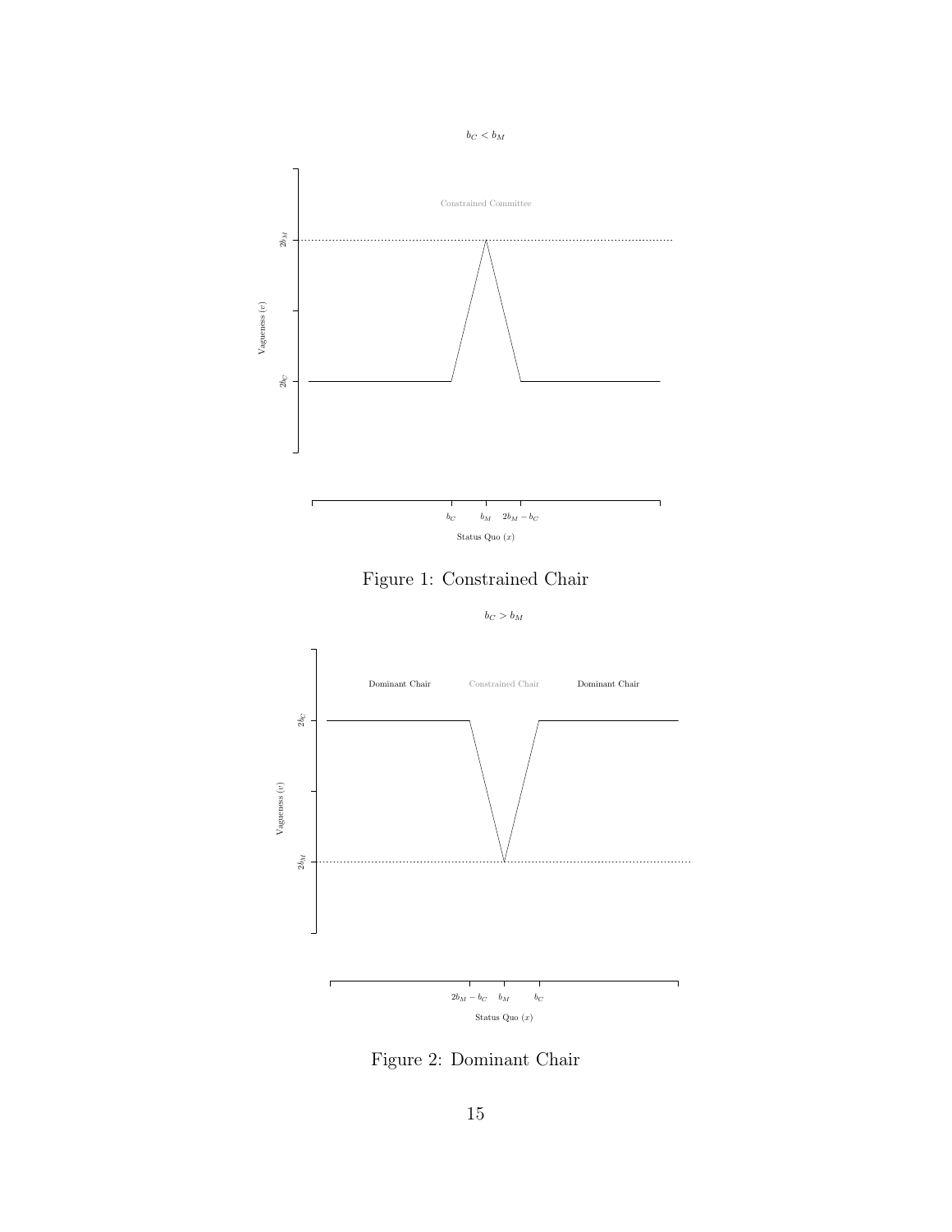$b_C < b_M$

Constrained Committee

$2b_M$

$2b_C$

Vagueness ($v$)

$b_C$ $b_M$ $2b_M - b_C$

Status Quo ($x$)

Figure 1: Constrained Chair

$b_C > b_M$

Dominant Chair

Constrained Chair

Dominant Chair

$2b_C$

$2b_M$

Vagueness ($v$)

$2b_M - b_C$ $b_M$ $b_C$

Status Quo ($x$)

Figure 2: Dominant Chair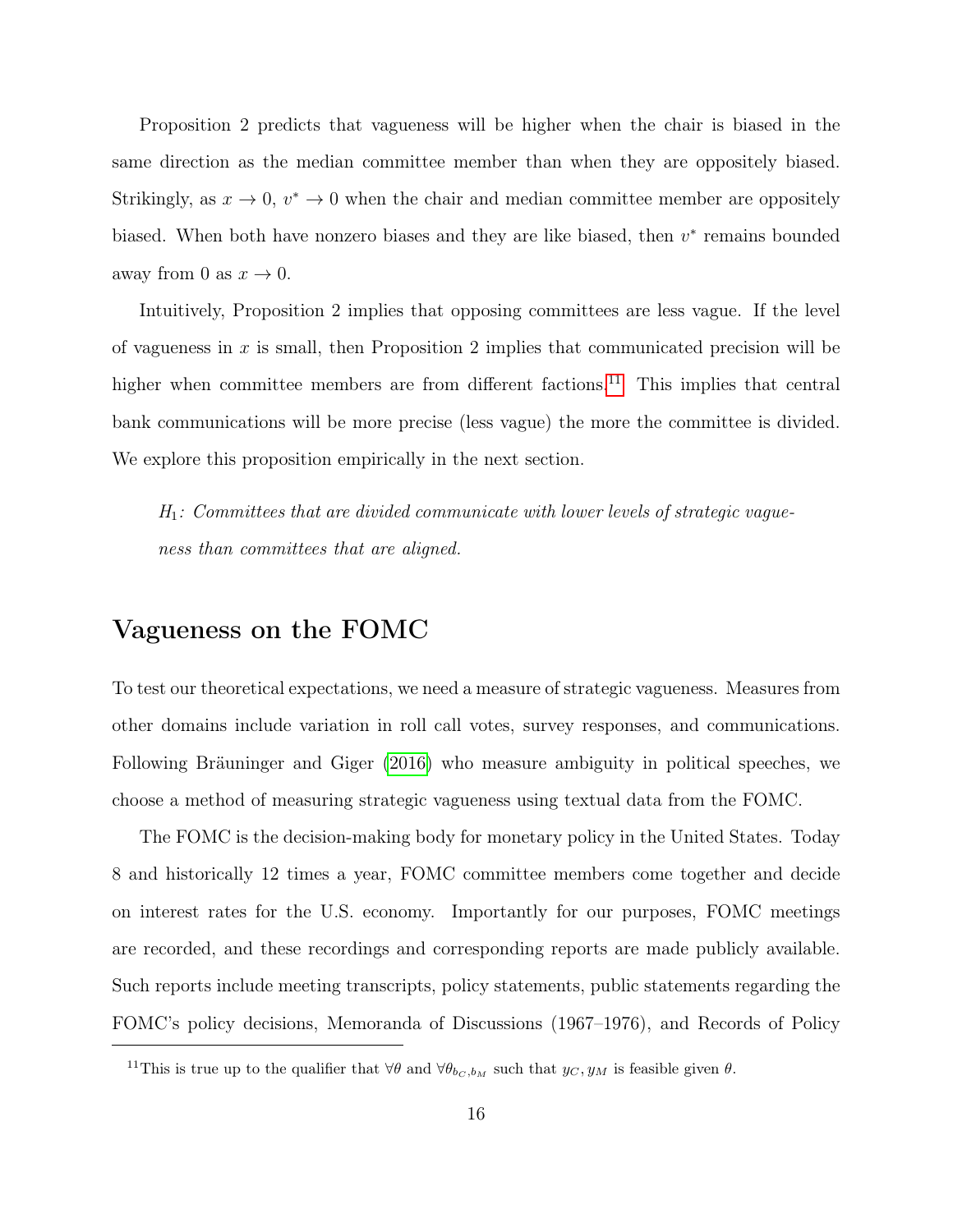Proposition 2 predicts that vagueness will be higher when the chair is biased in the same direction as the median committee member than when they are oppositely biased. Strikingly, as $x \to 0$, $v^* \to 0$ when the chair and median committee member are oppositely biased. When both have nonzero biases and they are like biased, then $v^*$ remains bounded away from 0 as $x \to 0$.

Intuitively, Proposition 2 implies that opposing committees are less vague. If the level of vagueness in $x$ is small, then Proposition 2 implies that communicated precision will be higher when committee members are from different factions.[11] This implies that central bank communications will be more precise (less vague) the more the committee is divided. We explore this proposition empirically in the next section.

> $H_1$: *Committees that are divided communicate with lower levels of strategic vagueness than committees that are aligned.*

## Vagueness on the FOMC

To test our theoretical expectations, we need a measure of strategic vagueness. Measures from other domains include variation in roll call votes, survey responses, and communications. Following Bräuninger and Giger (2016) who measure ambiguity in political speeches, we choose a method of measuring strategic vagueness using textual data from the FOMC.

The FOMC is the decision-making body for monetary policy in the United States. Today 8 and historically 12 times a year, FOMC committee members come together and decide on interest rates for the U.S. economy. Importantly for our purposes, FOMC meetings are recorded, and these recordings and corresponding reports are made publicly available. Such reports include meeting transcripts, policy statements, public statements regarding the FOMC's policy decisions, Memoranda of Discussions (1967–1976), and Records of Policy

[11] This is true up to the qualifier that $\forall \theta$ and $\forall \theta_{b_C, b_M}$ such that $y_C, y_M$ is feasible given $\theta$.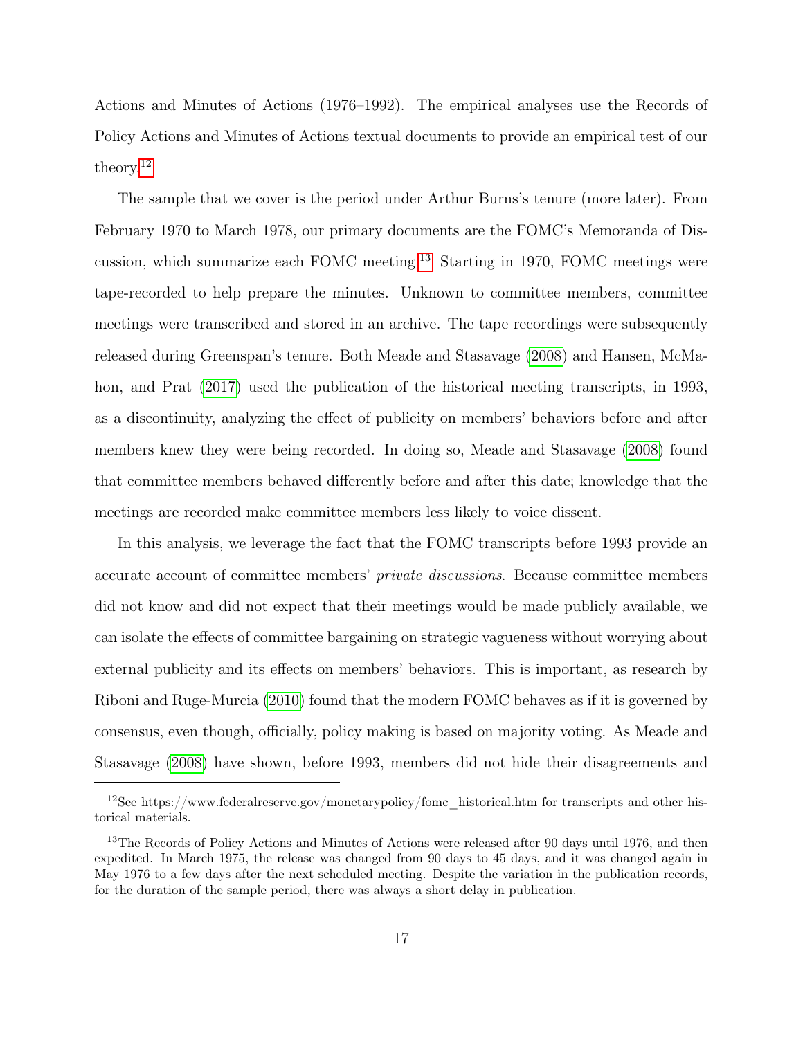Actions and Minutes of Actions (1976–1992). The empirical analyses use the Records of Policy Actions and Minutes of Actions textual documents to provide an empirical test of our theory.[12]

The sample that we cover is the period under Arthur Burns's tenure (more later). From February 1970 to March 1978, our primary documents are the FOMC's Memoranda of Discussion, which summarize each FOMC meeting.[13] Starting in 1970, FOMC meetings were tape-recorded to help prepare the minutes. Unknown to committee members, committee meetings were transcribed and stored in an archive. The tape recordings were subsequently released during Greenspan's tenure. Both Meade and Stasavage (2008) and Hansen, McMahon, and Prat (2017) used the publication of the historical meeting transcripts, in 1993, as a discontinuity, analyzing the effect of publicity on members' behaviors before and after members knew they were being recorded. In doing so, Meade and Stasavage (2008) found that committee members behaved differently before and after this date; knowledge that the meetings are recorded make committee members less likely to voice dissent.

In this analysis, we leverage the fact that the FOMC transcripts before 1993 provide an accurate account of committee members' *private discussions*. Because committee members did not know and did not expect that their meetings would be made publicly available, we can isolate the effects of committee bargaining on strategic vagueness without worrying about external publicity and its effects on members' behaviors. This is important, as research by Riboni and Ruge-Murcia (2010) found that the modern FOMC behaves as if it is governed by consensus, even though, officially, policy making is based on majority voting. As Meade and Stasavage (2008) have shown, before 1993, members did not hide their disagreements and

---

[12] See https://www.federalreserve.gov/monetarypolicy/fomc_historical.htm for transcripts and other historical materials.

[13] The Records of Policy Actions and Minutes of Actions were released after 90 days until 1976, and then expedited. In March 1975, the release was changed from 90 days to 45 days, and it was changed again in May 1976 to a few days after the next scheduled meeting. Despite the variation in the publication records, for the duration of the sample period, there was always a short delay in publication.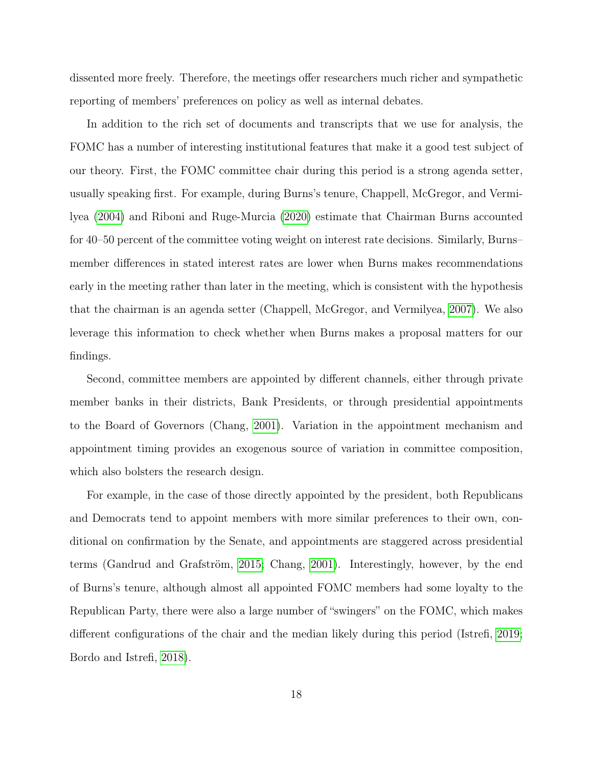dissented more freely. Therefore, the meetings offer researchers much richer and sympathetic reporting of members' preferences on policy as well as internal debates.

In addition to the rich set of documents and transcripts that we use for analysis, the FOMC has a number of interesting institutional features that make it a good test subject of our theory. First, the FOMC committee chair during this period is a strong agenda setter, usually speaking first. For example, during Burns's tenure, Chappell, McGregor, and Vermilyea (2004) and Riboni and Ruge-Murcia (2020) estimate that Chairman Burns accounted for 40–50 percent of the committee voting weight on interest rate decisions. Similarly, Burns–member differences in stated interest rates are lower when Burns makes recommendations early in the meeting rather than later in the meeting, which is consistent with the hypothesis that the chairman is an agenda setter (Chappell, McGregor, and Vermilyea, 2007). We also leverage this information to check whether when Burns makes a proposal matters for our findings.

Second, committee members are appointed by different channels, either through private member banks in their districts, Bank Presidents, or through presidential appointments to the Board of Governors (Chang, 2001). Variation in the appointment mechanism and appointment timing provides an exogenous source of variation in committee composition, which also bolsters the research design.

For example, in the case of those directly appointed by the president, both Republicans and Democrats tend to appoint members with more similar preferences to their own, conditional on confirmation by the Senate, and appointments are staggered across presidential terms (Gandrud and Grafström, 2015; Chang, 2001). Interestingly, however, by the end of Burns's tenure, although almost all appointed FOMC members had some loyalty to the Republican Party, there were also a large number of "swingers" on the FOMC, which makes different configurations of the chair and the median likely during this period (Istrefi, 2019; Bordo and Istrefi, 2018).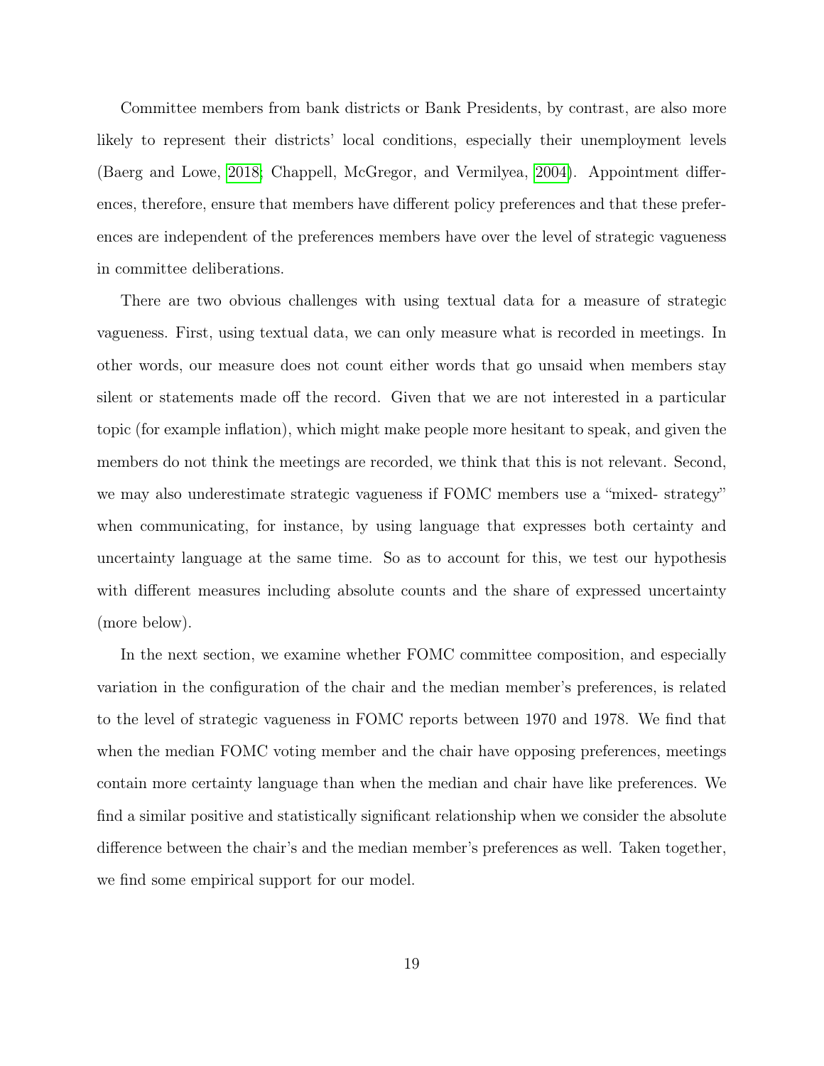Committee members from bank districts or Bank Presidents, by contrast, are also more likely to represent their districts' local conditions, especially their unemployment levels (Baerg and Lowe, 2018; Chappell, McGregor, and Vermilyea, 2004). Appointment differences, therefore, ensure that members have different policy preferences and that these preferences are independent of the preferences members have over the level of strategic vagueness in committee deliberations.

There are two obvious challenges with using textual data for a measure of strategic vagueness. First, using textual data, we can only measure what is recorded in meetings. In other words, our measure does not count either words that go unsaid when members stay silent or statements made off the record. Given that we are not interested in a particular topic (for example inflation), which might make people more hesitant to speak, and given the members do not think the meetings are recorded, we think that this is not relevant. Second, we may also underestimate strategic vagueness if FOMC members use a "mixed- strategy" when communicating, for instance, by using language that expresses both certainty and uncertainty language at the same time. So as to account for this, we test our hypothesis with different measures including absolute counts and the share of expressed uncertainty (more below).

In the next section, we examine whether FOMC committee composition, and especially variation in the configuration of the chair and the median member's preferences, is related to the level of strategic vagueness in FOMC reports between 1970 and 1978. We find that when the median FOMC voting member and the chair have opposing preferences, meetings contain more certainty language than when the median and chair have like preferences. We find a similar positive and statistically significant relationship when we consider the absolute difference between the chair's and the median member's preferences as well. Taken together, we find some empirical support for our model.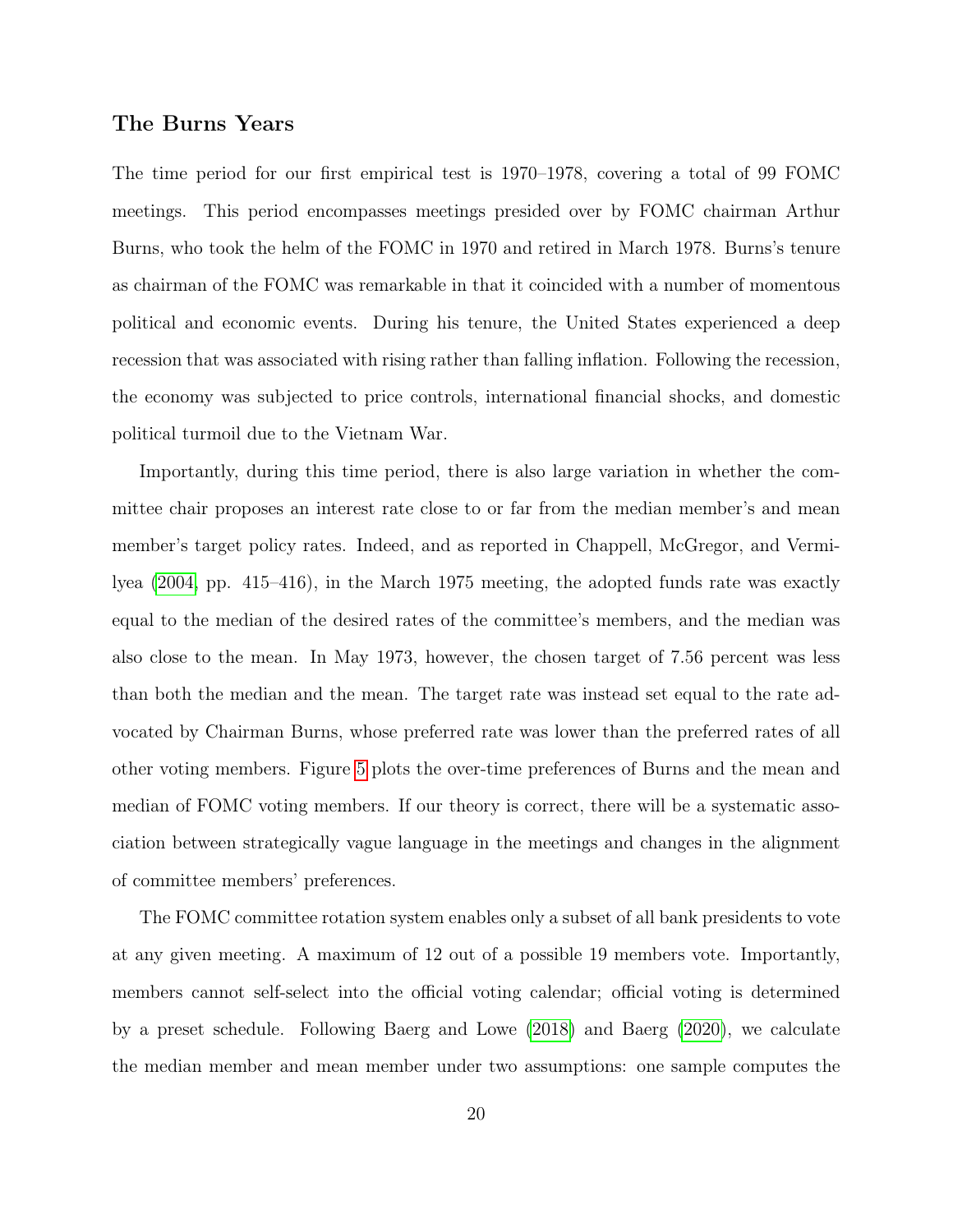### The Burns Years

The time period for our first empirical test is 1970–1978, covering a total of 99 FOMC meetings. This period encompasses meetings presided over by FOMC chairman Arthur Burns, who took the helm of the FOMC in 1970 and retired in March 1978. Burns's tenure as chairman of the FOMC was remarkable in that it coincided with a number of momentous political and economic events. During his tenure, the United States experienced a deep recession that was associated with rising rather than falling inflation. Following the recession, the economy was subjected to price controls, international financial shocks, and domestic political turmoil due to the Vietnam War.

Importantly, during this time period, there is also large variation in whether the committee chair proposes an interest rate close to or far from the median member's and mean member's target policy rates. Indeed, and as reported in Chappell, McGregor, and Vermilyea (2004, pp. 415–416), in the March 1975 meeting, the adopted funds rate was exactly equal to the median of the desired rates of the committee's members, and the median was also close to the mean. In May 1973, however, the chosen target of 7.56 percent was less than both the median and the mean. The target rate was instead set equal to the rate advocated by Chairman Burns, whose preferred rate was lower than the preferred rates of all other voting members. Figure 5 plots the over-time preferences of Burns and the mean and median of FOMC voting members. If our theory is correct, there will be a systematic association between strategically vague language in the meetings and changes in the alignment of committee members' preferences.

The FOMC committee rotation system enables only a subset of all bank presidents to vote at any given meeting. A maximum of 12 out of a possible 19 members vote. Importantly, members cannot self-select into the official voting calendar; official voting is determined by a preset schedule. Following Baerg and Lowe (2018) and Baerg (2020), we calculate the median member and mean member under two assumptions: one sample computes the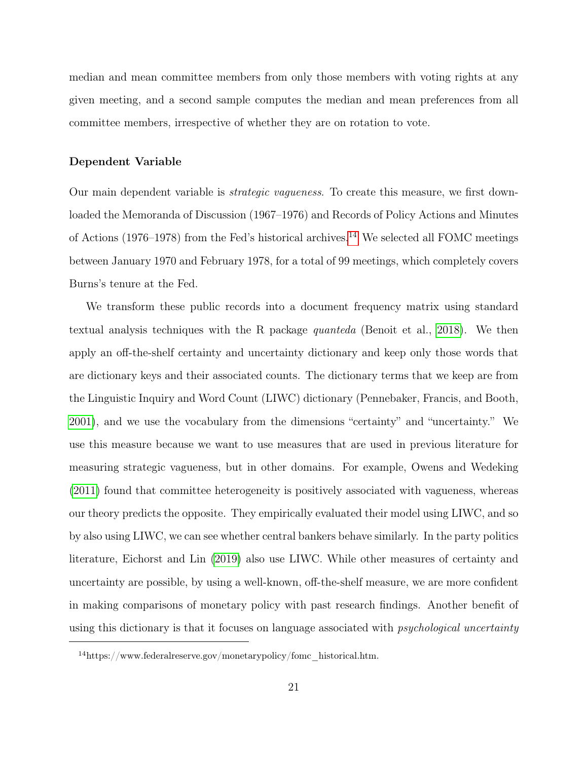median and mean committee members from only those members with voting rights at any given meeting, and a second sample computes the median and mean preferences from all committee members, irrespective of whether they are on rotation to vote.

### Dependent Variable

Our main dependent variable is *strategic vagueness*. To create this measure, we first downloaded the Memoranda of Discussion (1967–1976) and Records of Policy Actions and Minutes of Actions (1976–1978) from the Fed's historical archives.[14] We selected all FOMC meetings between January 1970 and February 1978, for a total of 99 meetings, which completely covers Burns's tenure at the Fed.

We transform these public records into a document frequency matrix using standard textual analysis techniques with the R package *quanteda* (Benoit et al., 2018). We then apply an off-the-shelf certainty and uncertainty dictionary and keep only those words that are dictionary keys and their associated counts. The dictionary terms that we keep are from the Linguistic Inquiry and Word Count (LIWC) dictionary (Pennebaker, Francis, and Booth, 2001), and we use the vocabulary from the dimensions "certainty" and "uncertainty." We use this measure because we want to use measures that are used in previous literature for measuring strategic vagueness, but in other domains. For example, Owens and Wedeking (2011) found that committee heterogeneity is positively associated with vagueness, whereas our theory predicts the opposite. They empirically evaluated their model using LIWC, and so by also using LIWC, we can see whether central bankers behave similarly. In the party politics literature, Eichorst and Lin (2019) also use LIWC. While other measures of certainty and uncertainty are possible, by using a well-known, off-the-shelf measure, we are more confident in making comparisons of monetary policy with past research findings. Another benefit of using this dictionary is that it focuses on language associated with *psychological uncertainty*

[14] https://www.federalreserve.gov/monetarypolicy/fomc_historical.htm.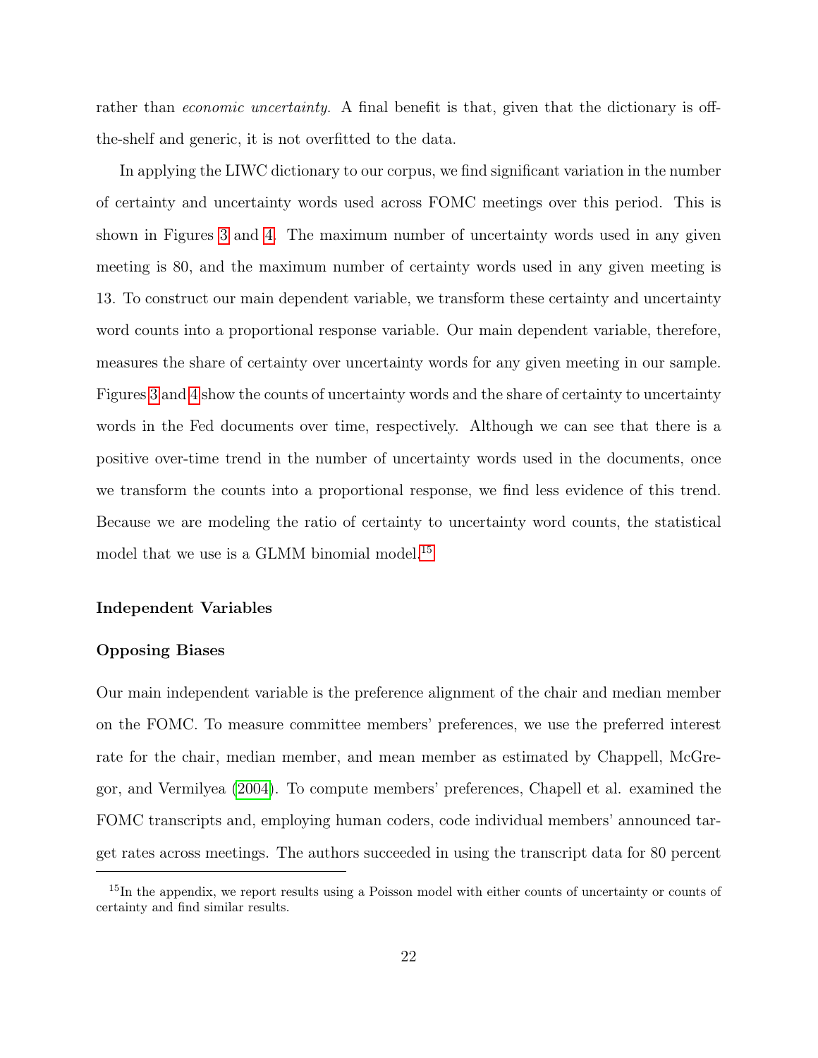rather than *economic uncertainty*. A final benefit is that, given that the dictionary is off-the-shelf and generic, it is not overfitted to the data.

In applying the LIWC dictionary to our corpus, we find significant variation in the number of certainty and uncertainty words used across FOMC meetings over this period. This is shown in Figures 3 and 4. The maximum number of uncertainty words used in any given meeting is 80, and the maximum number of certainty words used in any given meeting is 13. To construct our main dependent variable, we transform these certainty and uncertainty word counts into a proportional response variable. Our main dependent variable, therefore, measures the share of certainty over uncertainty words for any given meeting in our sample. Figures 3 and 4 show the counts of uncertainty words and the share of certainty to uncertainty words in the Fed documents over time, respectively. Although we can see that there is a positive over-time trend in the number of uncertainty words used in the documents, once we transform the counts into a proportional response, we find less evidence of this trend. Because we are modeling the ratio of certainty to uncertainty word counts, the statistical model that we use is a GLMM binomial model.[15]

**Independent Variables**

**Opposing Biases**

Our main independent variable is the preference alignment of the chair and median member on the FOMC. To measure committee members' preferences, we use the preferred interest rate for the chair, median member, and mean member as estimated by Chappell, McGregor, and Vermilyea (2004). To compute members' preferences, Chapell et al. examined the FOMC transcripts and, employing human coders, code individual members' announced target rates across meetings. The authors succeeded in using the transcript data for 80 percent

[15] In the appendix, we report results using a Poisson model with either counts of uncertainty or counts of certainty and find similar results.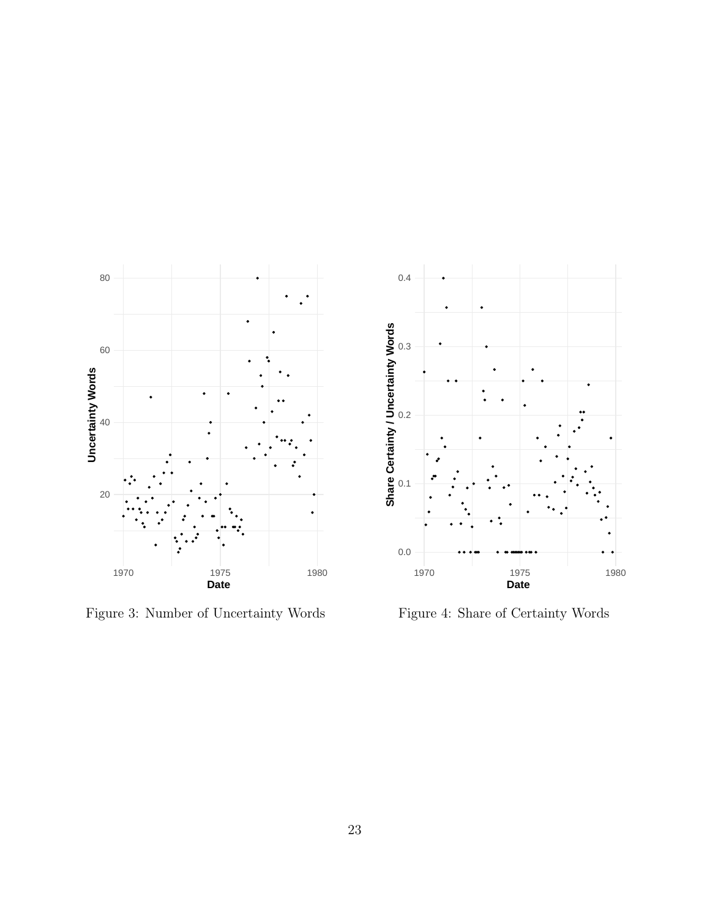Uncertainty Words

80
60
40
20

1970
1975
1980

Date

Figure 3: Number of Uncertainty Words

Share Certainty / Uncertainty Words

0.4
0.3
0.2
0.1
0.0

1970
1975
1980

Date

Figure 4: Share of Certainty Words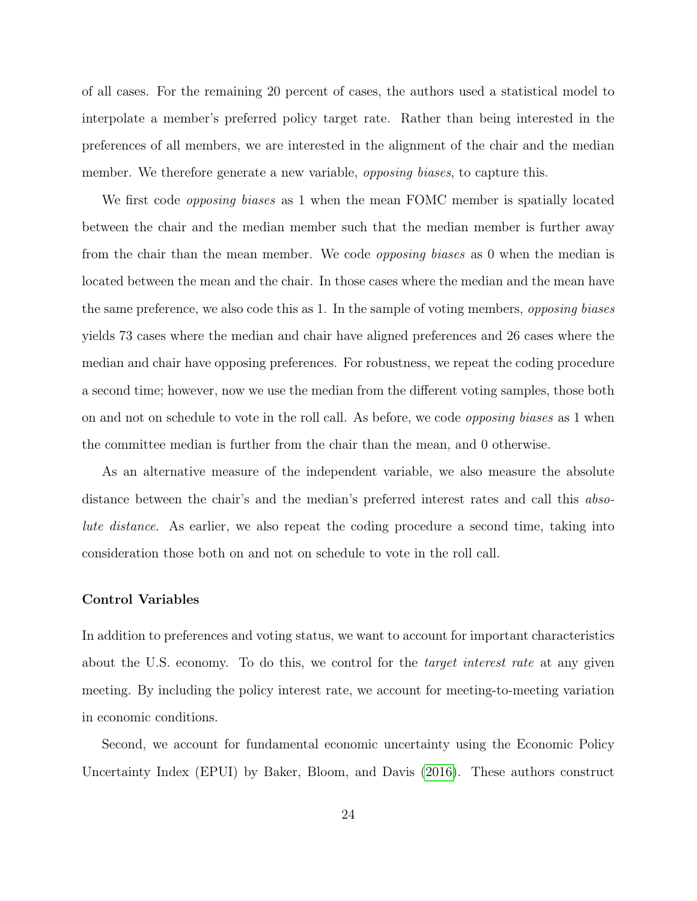of all cases. For the remaining 20 percent of cases, the authors used a statistical model to interpolate a member's preferred policy target rate. Rather than being interested in the preferences of all members, we are interested in the alignment of the chair and the median member. We therefore generate a new variable, *opposing biases*, to capture this.

We first code *opposing biases* as 1 when the mean FOMC member is spatially located between the chair and the median member such that the median member is further away from the chair than the mean member. We code *opposing biases* as 0 when the median is located between the mean and the chair. In those cases where the median and the mean have the same preference, we also code this as 1. In the sample of voting members, *opposing biases* yields 73 cases where the median and chair have aligned preferences and 26 cases where the median and chair have opposing preferences. For robustness, we repeat the coding procedure a second time; however, now we use the median from the different voting samples, those both on and not on schedule to vote in the roll call. As before, we code *opposing biases* as 1 when the committee median is further from the chair than the mean, and 0 otherwise.

As an alternative measure of the independent variable, we also measure the absolute distance between the chair's and the median's preferred interest rates and call this *absolute distance*. As earlier, we also repeat the coding procedure a second time, taking into consideration those both on and not on schedule to vote in the roll call.

### Control Variables

In addition to preferences and voting status, we want to account for important characteristics about the U.S. economy. To do this, we control for the *target interest rate* at any given meeting. By including the policy interest rate, we account for meeting-to-meeting variation in economic conditions.

Second, we account for fundamental economic uncertainty using the Economic Policy Uncertainty Index (EPUI) by Baker, Bloom, and Davis (2016). These authors construct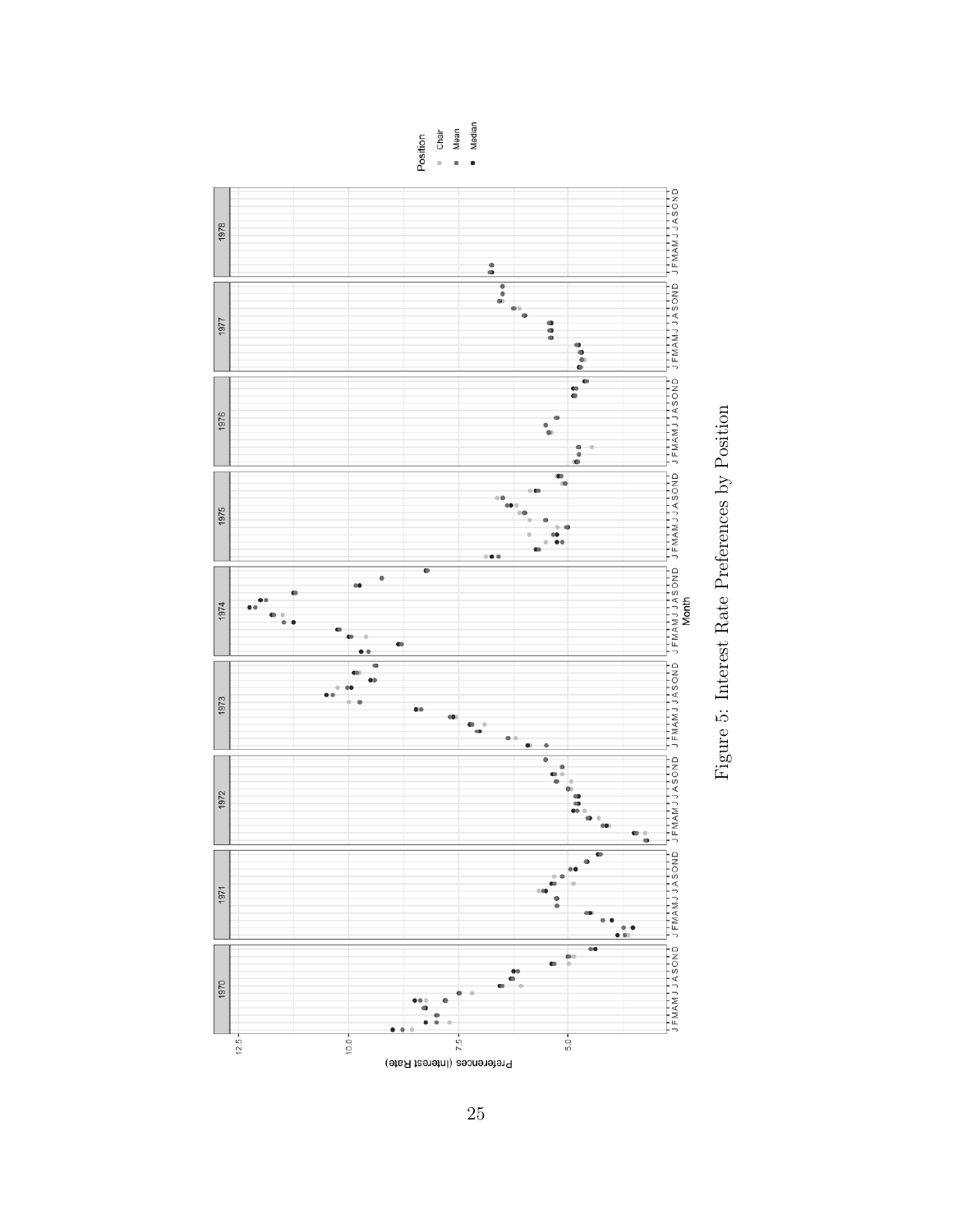1970 1971 1972 1973 1974 1975 1976 1977 1978

Preferences (Interest Rate)

12.5

10.0

7.5

5.0

J F M A M J J A S O N D

Month

Position

Chair

Mean

Median

Figure 5: Interest Rate Preferences by Position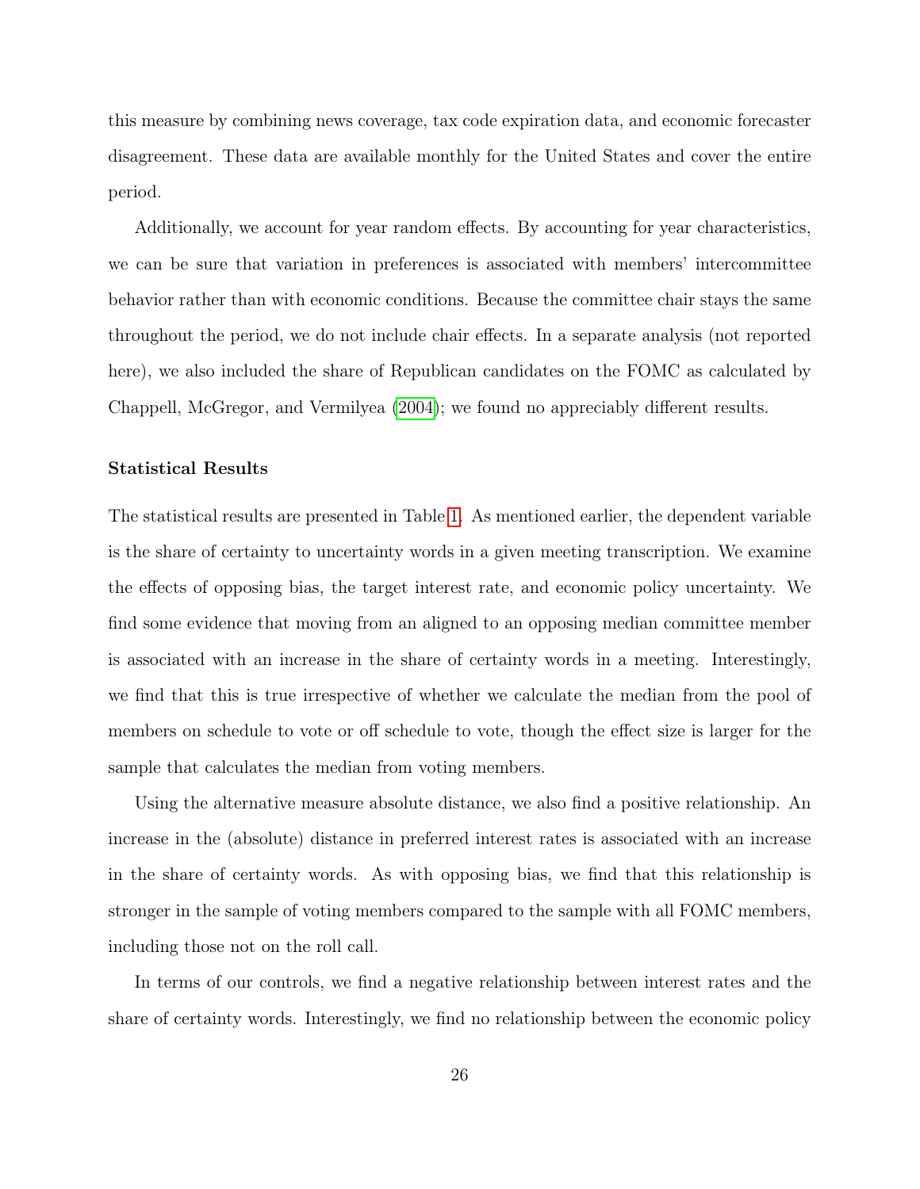this measure by combining news coverage, tax code expiration data, and economic forecaster disagreement. These data are available monthly for the United States and cover the entire period.

Additionally, we account for year random effects. By accounting for year characteristics, we can be sure that variation in preferences is associated with members' intercommittee behavior rather than with economic conditions. Because the committee chair stays the same throughout the period, we do not include chair effects. In a separate analysis (not reported here), we also included the share of Republican candidates on the FOMC as calculated by Chappell, McGregor, and Vermilyea (2004); we found no appreciably different results.

### Statistical Results

The statistical results are presented in Table 1. As mentioned earlier, the dependent variable is the share of certainty to uncertainty words in a given meeting transcription. We examine the effects of opposing bias, the target interest rate, and economic policy uncertainty. We find some evidence that moving from an aligned to an opposing median committee member is associated with an increase in the share of certainty words in a meeting. Interestingly, we find that this is true irrespective of whether we calculate the median from the pool of members on schedule to vote or off schedule to vote, though the effect size is larger for the sample that calculates the median from voting members.

Using the alternative measure absolute distance, we also find a positive relationship. An increase in the (absolute) distance in preferred interest rates is associated with an increase in the share of certainty words. As with opposing bias, we find that this relationship is stronger in the sample of voting members compared to the sample with all FOMC members, including those not on the roll call.

In terms of our controls, we find a negative relationship between interest rates and the share of certainty words. Interestingly, we find no relationship between the economic policy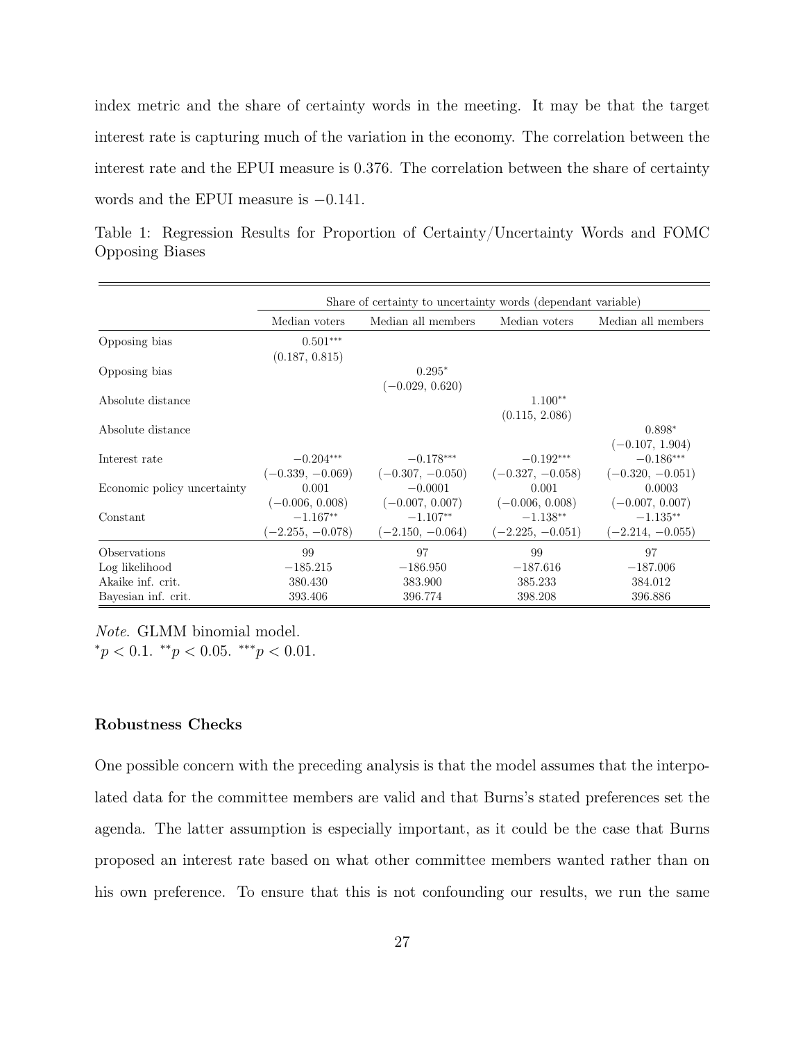index metric and the share of certainty words in the meeting. It may be that the target interest rate is capturing much of the variation in the economy. The correlation between the interest rate and the EPUI measure is 0.376. The correlation between the share of certainty words and the EPUI measure is −0.141.

Table 1: Regression Results for Proportion of Certainty/Uncertainty Words and FOMC Opposing Biases

| | Share of certainty to uncertainty words (dependant variable) | | | |
|---|---|---|---|---|
| | Median voters | Median all members | Median voters | Median all members |
| Opposing bias | $0.501^{***}$ | | | |
| | (0.187, 0.815) | | | |
| Opposing bias | | $0.295^{*}$ | | |
| | | (−0.029, 0.620) | | |
| Absolute distance | | | $1.100^{**}$ | |
| | | | (0.115, 2.086) | |
| Absolute distance | | | | $0.898^{*}$ |
| | | | | (−0.107, 1.904) |
| Interest rate | $-0.204^{***}$ | $-0.178^{***}$ | $-0.192^{***}$ | $-0.186^{***}$ |
| | (−0.339, −0.069) | (−0.307, −0.050) | (−0.327, −0.058) | (−0.320, −0.051) |
| Economic policy uncertainty | 0.001 | −0.0001 | 0.001 | 0.0003 |
| | (−0.006, 0.008) | (−0.007, 0.007) | (−0.006, 0.008) | (−0.007, 0.007) |
| Constant | $-1.167^{**}$ | $-1.107^{**}$ | $-1.138^{**}$ | $-1.135^{**}$ |
| | (−2.255, −0.078) | (−2.150, −0.064) | (−2.225, −0.051) | (−2.214, −0.055) |
| Observations | 99 | 97 | 99 | 97 |
| Log likelihood | −185.215 | −186.950 | −187.616 | −187.006 |
| Akaike inf. crit. | 380.430 | 383.900 | 385.233 | 384.012 |
| Bayesian inf. crit. | 393.406 | 396.774 | 398.208 | 396.886 |

*Note.* GLMM binomial model.
$^{*}p < 0.1$. $^{**}p < 0.05$. $^{***}p < 0.01$.

**Robustness Checks**

One possible concern with the preceding analysis is that the model assumes that the interpolated data for the committee members are valid and that Burns's stated preferences set the agenda. The latter assumption is especially important, as it could be the case that Burns proposed an interest rate based on what other committee members wanted rather than on his own preference. To ensure that this is not confounding our results, we run the same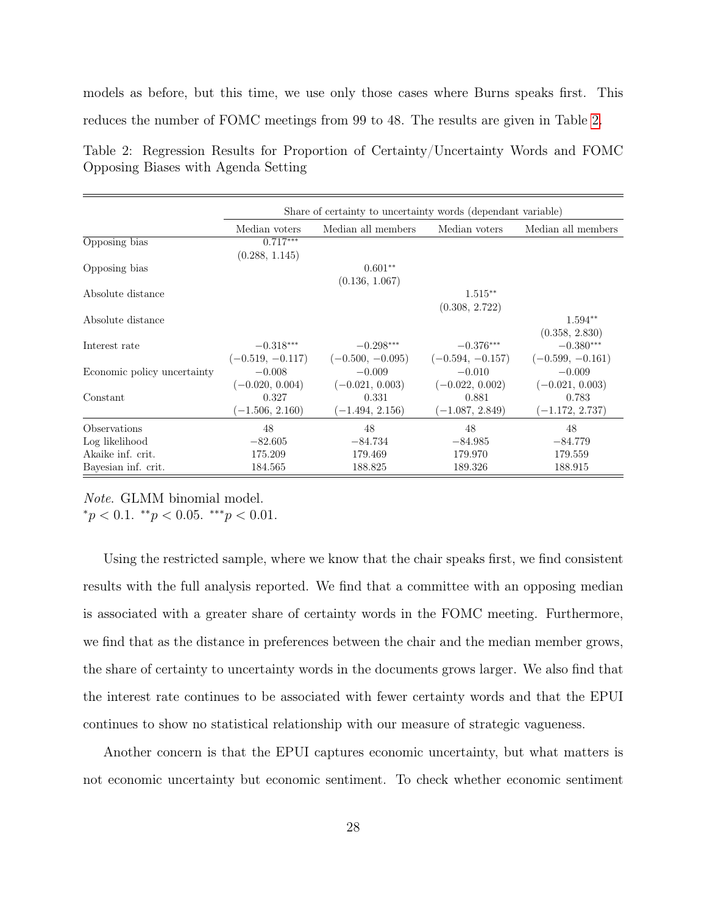models as before, but this time, we use only those cases where Burns speaks first. This reduces the number of FOMC meetings from 99 to 48. The results are given in Table 2.

Table 2: Regression Results for Proportion of Certainty/Uncertainty Words and FOMC Opposing Biases with Agenda Setting

| | Share of certainty to uncertainty words (dependant variable) | | | |
|---|---|---|---|---|
| | Median voters | Median all members | Median voters | Median all members |
| Opposing bias | 0.717*** | | | |
| | (0.288, 1.145) | | | |
| Opposing bias | | 0.601** | | |
| | | (0.136, 1.067) | | |
| Absolute distance | | | 1.515** | |
| | | | (0.308, 2.722) | |
| Absolute distance | | | | 1.594** |
| | | | | (0.358, 2.830) |
| Interest rate | −0.318*** | −0.298*** | −0.376*** | −0.380*** |
| | (−0.519, −0.117) | (−0.500, −0.095) | (−0.594, −0.157) | (−0.599, −0.161) |
| Economic policy uncertainty | −0.008 | −0.009 | −0.010 | −0.009 |
| | (−0.020, 0.004) | (−0.021, 0.003) | (−0.022, 0.002) | (−0.021, 0.003) |
| Constant | 0.327 | 0.331 | 0.881 | 0.783 |
| | (−1.506, 2.160) | (−1.494, 2.156) | (−1.087, 2.849) | (−1.172, 2.737) |
| Observations | 48 | 48 | 48 | 48 |
| Log likelihood | −82.605 | −84.734 | −84.985 | −84.779 |
| Akaike inf. crit. | 175.209 | 179.469 | 179.970 | 179.559 |
| Bayesian inf. crit. | 184.565 | 188.825 | 189.326 | 188.915 |

*Note.* GLMM binomial model.
*$p < 0.1$. **$p < 0.05$. ***$p < 0.01$.

Using the restricted sample, where we know that the chair speaks first, we find consistent results with the full analysis reported. We find that a committee with an opposing median is associated with a greater share of certainty words in the FOMC meeting. Furthermore, we find that as the distance in preferences between the chair and the median member grows, the share of certainty to uncertainty words in the documents grows larger. We also find that the interest rate continues to be associated with fewer certainty words and that the EPUI continues to show no statistical relationship with our measure of strategic vagueness.

Another concern is that the EPUI captures economic uncertainty, but what matters is not economic uncertainty but economic sentiment. To check whether economic sentiment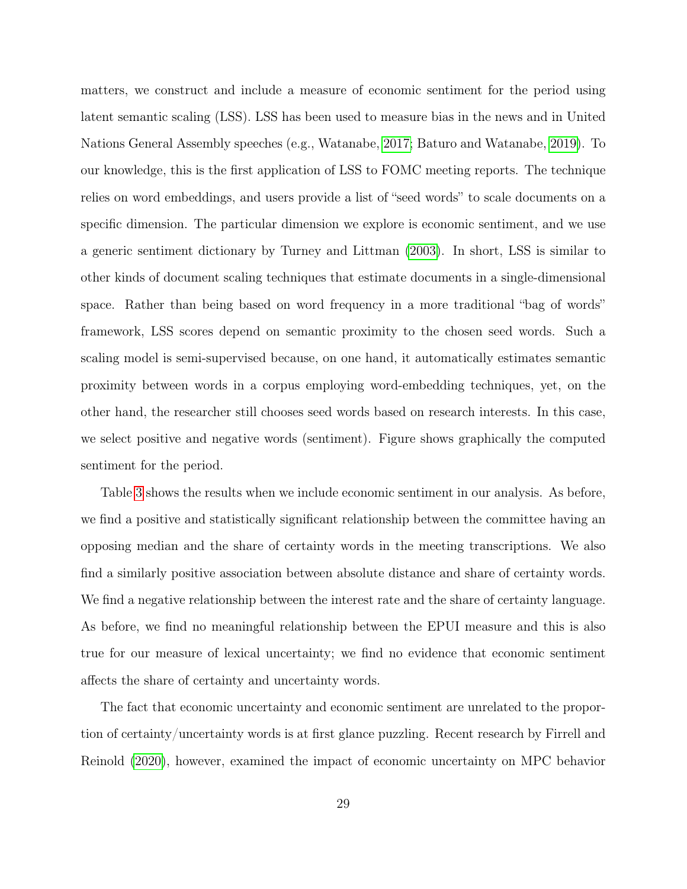matters, we construct and include a measure of economic sentiment for the period using latent semantic scaling (LSS). LSS has been used to measure bias in the news and in United Nations General Assembly speeches (e.g., Watanabe, 2017; Baturo and Watanabe, 2019). To our knowledge, this is the first application of LSS to FOMC meeting reports. The technique relies on word embeddings, and users provide a list of "seed words" to scale documents on a specific dimension. The particular dimension we explore is economic sentiment, and we use a generic sentiment dictionary by Turney and Littman (2003). In short, LSS is similar to other kinds of document scaling techniques that estimate documents in a single-dimensional space. Rather than being based on word frequency in a more traditional "bag of words" framework, LSS scores depend on semantic proximity to the chosen seed words. Such a scaling model is semi-supervised because, on one hand, it automatically estimates semantic proximity between words in a corpus employing word-embedding techniques, yet, on the other hand, the researcher still chooses seed words based on research interests. In this case, we select positive and negative words (sentiment). Figure shows graphically the computed sentiment for the period.

Table 3 shows the results when we include economic sentiment in our analysis. As before, we find a positive and statistically significant relationship between the committee having an opposing median and the share of certainty words in the meeting transcriptions. We also find a similarly positive association between absolute distance and share of certainty words. We find a negative relationship between the interest rate and the share of certainty language. As before, we find no meaningful relationship between the EPUI measure and this is also true for our measure of lexical uncertainty; we find no evidence that economic sentiment affects the share of certainty and uncertainty words.

The fact that economic uncertainty and economic sentiment are unrelated to the proportion of certainty/uncertainty words is at first glance puzzling. Recent research by Firrell and Reinold (2020), however, examined the impact of economic uncertainty on MPC behavior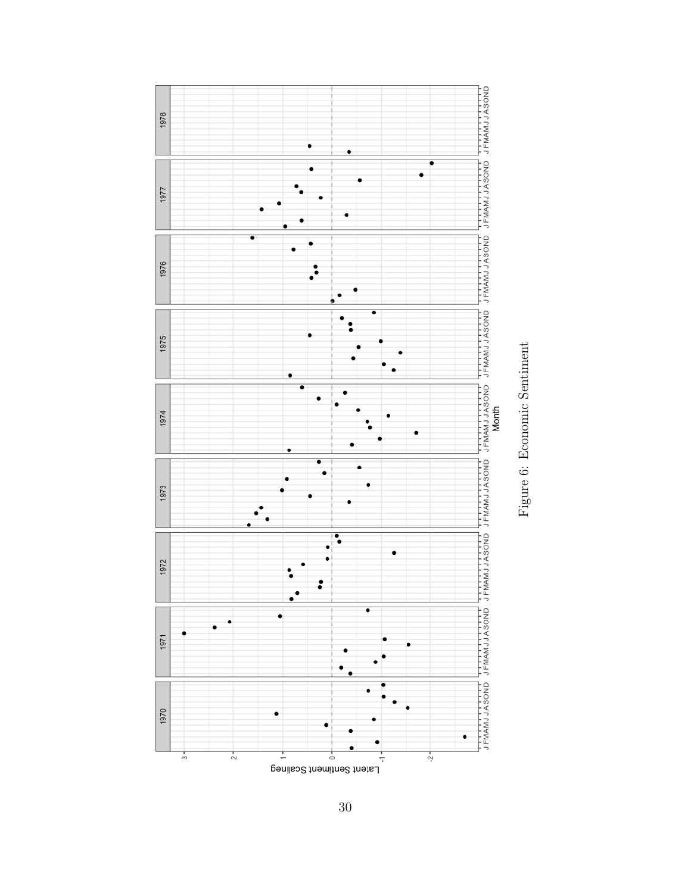Figure 6: Economic Sentiment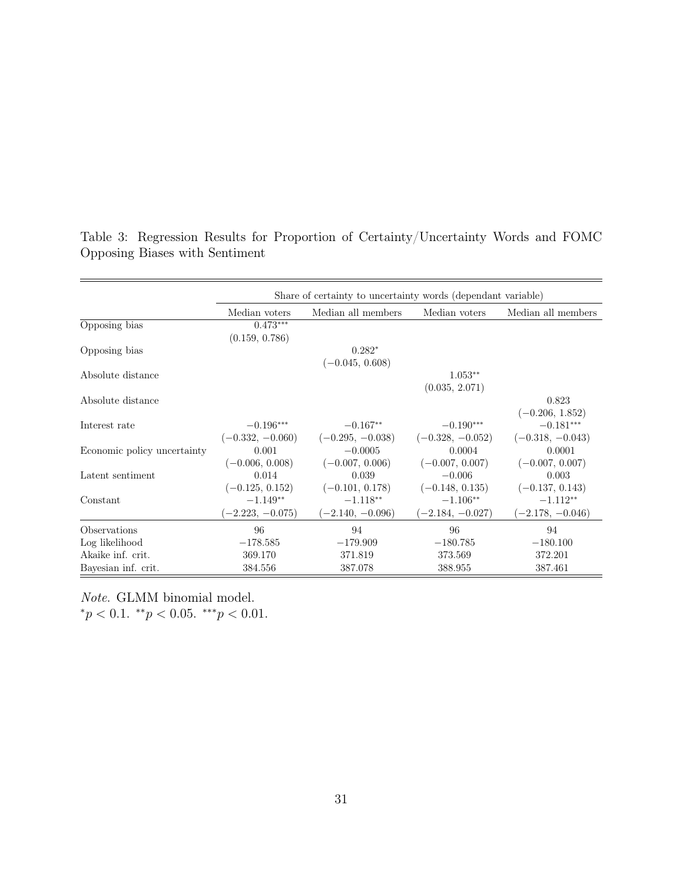Table 3: Regression Results for Proportion of Certainty/Uncertainty Words and FOMC Opposing Biases with Sentiment

| | Share of certainty to uncertainty words (dependant variable) | | | |
|---|---|---|---|---|
| | Median voters | Median all members | Median voters | Median all members |
| Opposing bias | $0.473^{***}$ | | | |
| | (0.159, 0.786) | | | |
| Opposing bias | | $0.282^{*}$ | | |
| | | (−0.045, 0.608) | | |
| Absolute distance | | | $1.053^{**}$ | |
| | | | (0.035, 2.071) | |
| Absolute distance | | | | 0.823 |
| | | | | (−0.206, 1.852) |
| Interest rate | $-0.196^{***}$ | $-0.167^{**}$ | $-0.190^{***}$ | $-0.181^{***}$ |
| | (−0.332, −0.060) | (−0.295, −0.038) | (−0.328, −0.052) | (−0.318, −0.043) |
| Economic policy uncertainty | 0.001 | −0.0005 | 0.0004 | 0.0001 |
| | (−0.006, 0.008) | (−0.007, 0.006) | (−0.007, 0.007) | (−0.007, 0.007) |
| Latent sentiment | 0.014 | 0.039 | −0.006 | 0.003 |
| | (−0.125, 0.152) | (−0.101, 0.178) | (−0.148, 0.135) | (−0.137, 0.143) |
| Constant | $-1.149^{**}$ | $-1.118^{**}$ | $-1.106^{**}$ | $-1.112^{**}$ |
| | (−2.223, −0.075) | (−2.140, −0.096) | (−2.184, −0.027) | (−2.178, −0.046) |
| Observations | 96 | 94 | 96 | 94 |
| Log likelihood | −178.585 | −179.909 | −180.785 | −180.100 |
| Akaike inf. crit. | 369.170 | 371.819 | 373.569 | 372.201 |
| Bayesian inf. crit. | 384.556 | 387.078 | 388.955 | 387.461 |

*Note.* GLMM binomial model.
$^{*}p < 0.1$. $^{**}p < 0.05$. $^{***}p < 0.01$.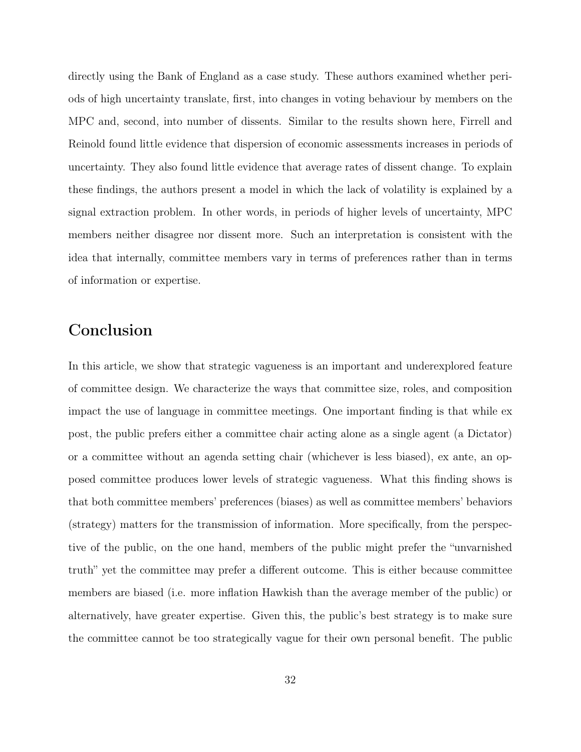directly using the Bank of England as a case study. These authors examined whether periods of high uncertainty translate, first, into changes in voting behaviour by members on the MPC and, second, into number of dissents. Similar to the results shown here, Firrell and Reinold found little evidence that dispersion of economic assessments increases in periods of uncertainty. They also found little evidence that average rates of dissent change. To explain these findings, the authors present a model in which the lack of volatility is explained by a signal extraction problem. In other words, in periods of higher levels of uncertainty, MPC members neither disagree nor dissent more. Such an interpretation is consistent with the idea that internally, committee members vary in terms of preferences rather than in terms of information or expertise.

## Conclusion

In this article, we show that strategic vagueness is an important and underexplored feature of committee design. We characterize the ways that committee size, roles, and composition impact the use of language in committee meetings. One important finding is that while ex post, the public prefers either a committee chair acting alone as a single agent (a Dictator) or a committee without an agenda setting chair (whichever is less biased), ex ante, an opposed committee produces lower levels of strategic vagueness. What this finding shows is that both committee members' preferences (biases) as well as committee members' behaviors (strategy) matters for the transmission of information. More specifically, from the perspective of the public, on the one hand, members of the public might prefer the "unvarnished truth" yet the committee may prefer a different outcome. This is either because committee members are biased (i.e. more inflation Hawkish than the average member of the public) or alternatively, have greater expertise. Given this, the public's best strategy is to make sure the committee cannot be too strategically vague for their own personal benefit. The public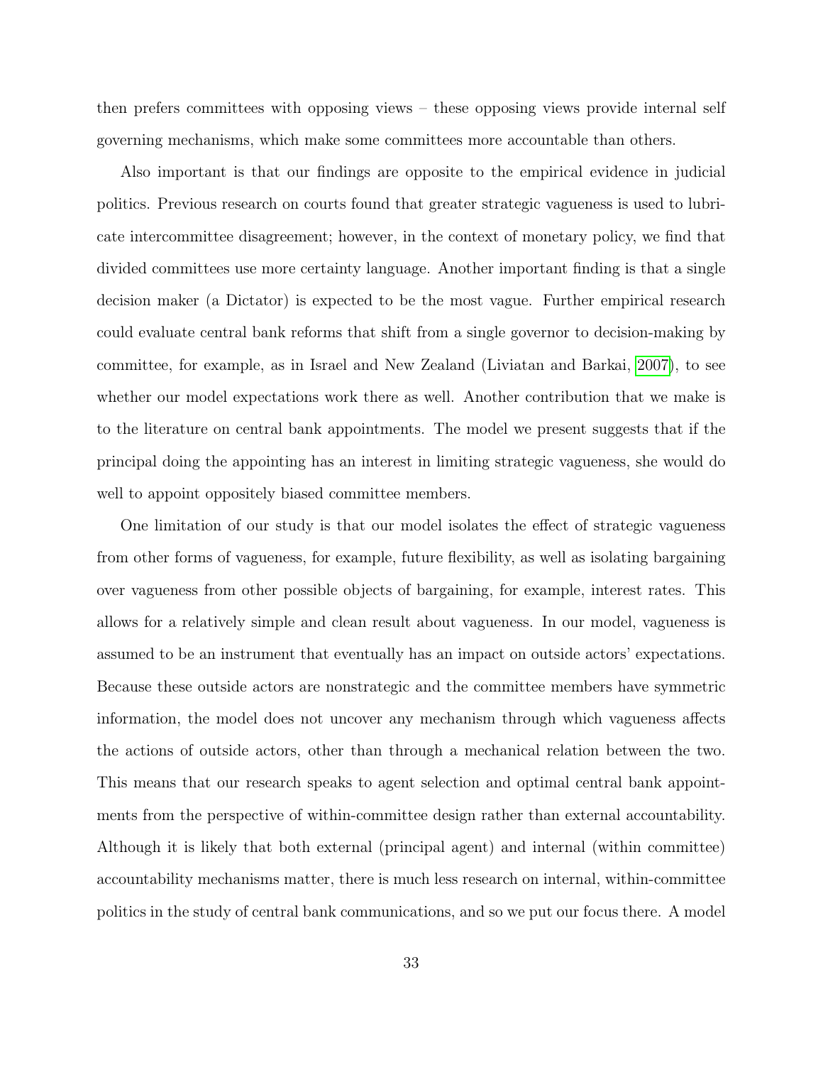then prefers committees with opposing views – these opposing views provide internal self governing mechanisms, which make some committees more accountable than others.

Also important is that our findings are opposite to the empirical evidence in judicial politics. Previous research on courts found that greater strategic vagueness is used to lubricate intercommittee disagreement; however, in the context of monetary policy, we find that divided committees use more certainty language. Another important finding is that a single decision maker (a Dictator) is expected to be the most vague. Further empirical research could evaluate central bank reforms that shift from a single governor to decision-making by committee, for example, as in Israel and New Zealand (Liviatan and Barkai, 2007), to see whether our model expectations work there as well. Another contribution that we make is to the literature on central bank appointments. The model we present suggests that if the principal doing the appointing has an interest in limiting strategic vagueness, she would do well to appoint oppositely biased committee members.

One limitation of our study is that our model isolates the effect of strategic vagueness from other forms of vagueness, for example, future flexibility, as well as isolating bargaining over vagueness from other possible objects of bargaining, for example, interest rates. This allows for a relatively simple and clean result about vagueness. In our model, vagueness is assumed to be an instrument that eventually has an impact on outside actors' expectations. Because these outside actors are nonstrategic and the committee members have symmetric information, the model does not uncover any mechanism through which vagueness affects the actions of outside actors, other than through a mechanical relation between the two. This means that our research speaks to agent selection and optimal central bank appointments from the perspective of within-committee design rather than external accountability. Although it is likely that both external (principal agent) and internal (within committee) accountability mechanisms matter, there is much less research on internal, within-committee politics in the study of central bank communications, and so we put our focus there. A model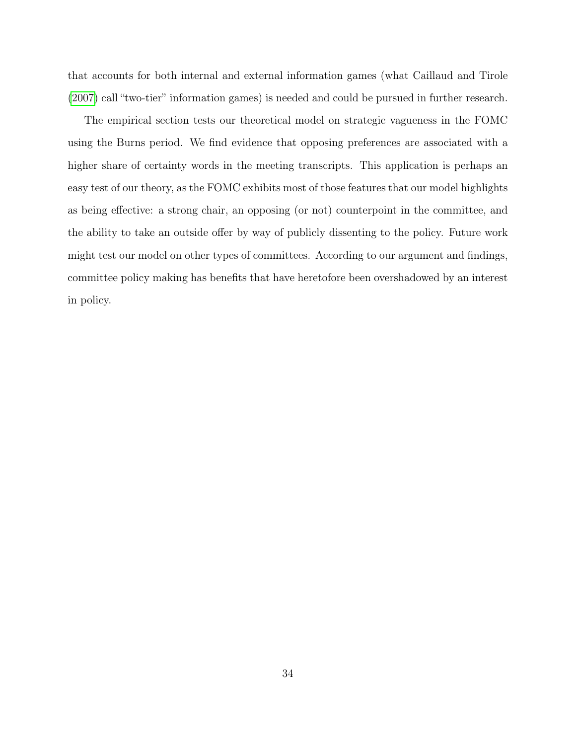that accounts for both internal and external information games (what Caillaud and Tirole (2007) call "two-tier" information games) is needed and could be pursued in further research.

The empirical section tests our theoretical model on strategic vagueness in the FOMC using the Burns period. We find evidence that opposing preferences are associated with a higher share of certainty words in the meeting transcripts. This application is perhaps an easy test of our theory, as the FOMC exhibits most of those features that our model highlights as being effective: a strong chair, an opposing (or not) counterpoint in the committee, and the ability to take an outside offer by way of publicly dissenting to the policy. Future work might test our model on other types of committees. According to our argument and findings, committee policy making has benefits that have heretofore been overshadowed by an interest in policy.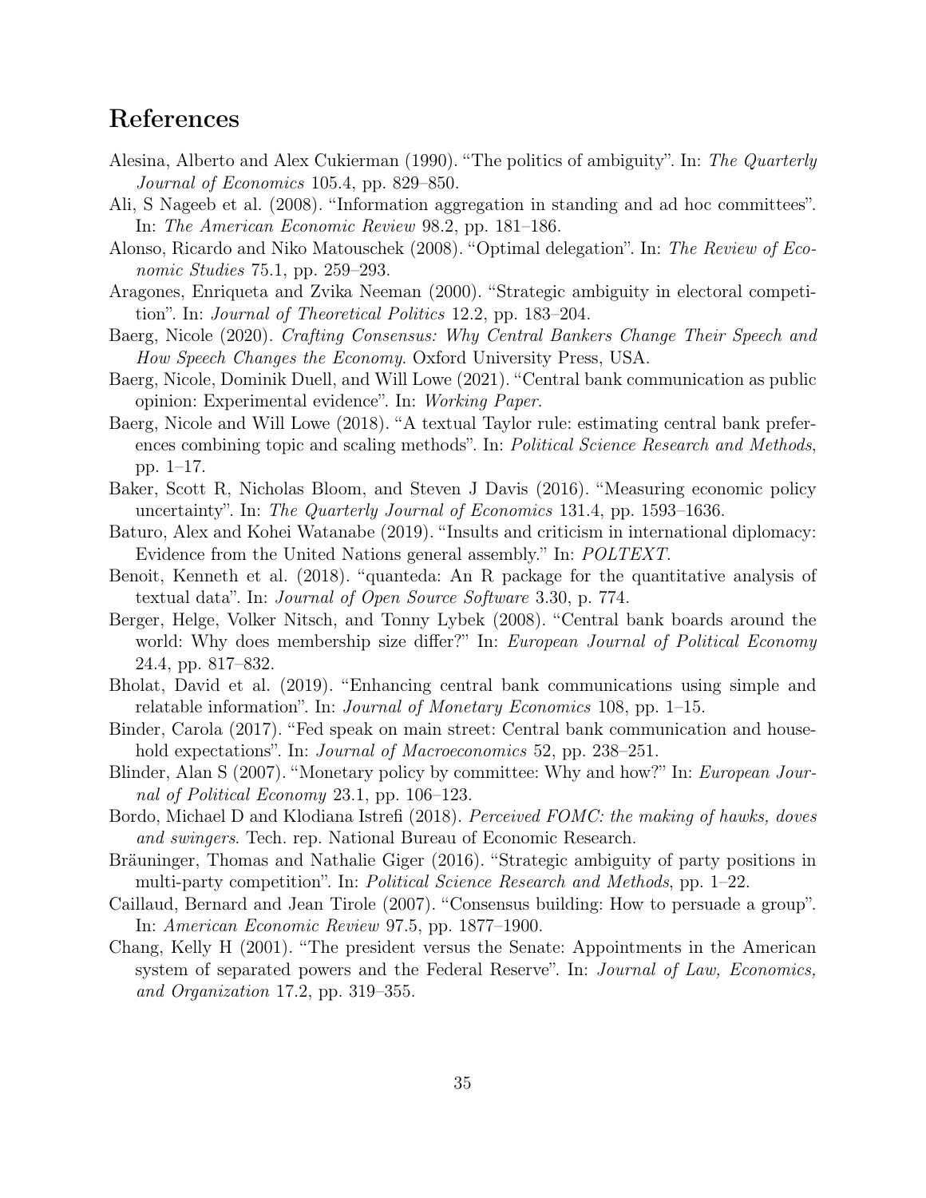# References

Alesina, Alberto and Alex Cukierman (1990). "The politics of ambiguity". In: *The Quarterly Journal of Economics* 105.4, pp. 829–850.

Ali, S Nageeb et al. (2008). "Information aggregation in standing and ad hoc committees". In: *The American Economic Review* 98.2, pp. 181–186.

Alonso, Ricardo and Niko Matouschek (2008). "Optimal delegation". In: *The Review of Economic Studies* 75.1, pp. 259–293.

Aragones, Enriqueta and Zvika Neeman (2000). "Strategic ambiguity in electoral competition". In: *Journal of Theoretical Politics* 12.2, pp. 183–204.

Baerg, Nicole (2020). *Crafting Consensus: Why Central Bankers Change Their Speech and How Speech Changes the Economy*. Oxford University Press, USA.

Baerg, Nicole, Dominik Duell, and Will Lowe (2021). "Central bank communication as public opinion: Experimental evidence". In: *Working Paper*.

Baerg, Nicole and Will Lowe (2018). "A textual Taylor rule: estimating central bank preferences combining topic and scaling methods". In: *Political Science Research and Methods*, pp. 1–17.

Baker, Scott R, Nicholas Bloom, and Steven J Davis (2016). "Measuring economic policy uncertainty". In: *The Quarterly Journal of Economics* 131.4, pp. 1593–1636.

Baturo, Alex and Kohei Watanabe (2019). "Insults and criticism in international diplomacy: Evidence from the United Nations general assembly." In: *POLTEXT*.

Benoit, Kenneth et al. (2018). "quanteda: An R package for the quantitative analysis of textual data". In: *Journal of Open Source Software* 3.30, p. 774.

Berger, Helge, Volker Nitsch, and Tonny Lybek (2008). "Central bank boards around the world: Why does membership size differ?" In: *European Journal of Political Economy* 24.4, pp. 817–832.

Bholat, David et al. (2019). "Enhancing central bank communications using simple and relatable information". In: *Journal of Monetary Economics* 108, pp. 1–15.

Binder, Carola (2017). "Fed speak on main street: Central bank communication and household expectations". In: *Journal of Macroeconomics* 52, pp. 238–251.

Blinder, Alan S (2007). "Monetary policy by committee: Why and how?" In: *European Journal of Political Economy* 23.1, pp. 106–123.

Bordo, Michael D and Klodiana Istrefi (2018). *Perceived FOMC: the making of hawks, doves and swingers*. Tech. rep. National Bureau of Economic Research.

Bräuninger, Thomas and Nathalie Giger (2016). "Strategic ambiguity of party positions in multi-party competition". In: *Political Science Research and Methods*, pp. 1–22.

Caillaud, Bernard and Jean Tirole (2007). "Consensus building: How to persuade a group". In: *American Economic Review* 97.5, pp. 1877–1900.

Chang, Kelly H (2001). "The president versus the Senate: Appointments in the American system of separated powers and the Federal Reserve". In: *Journal of Law, Economics, and Organization* 17.2, pp. 319–355.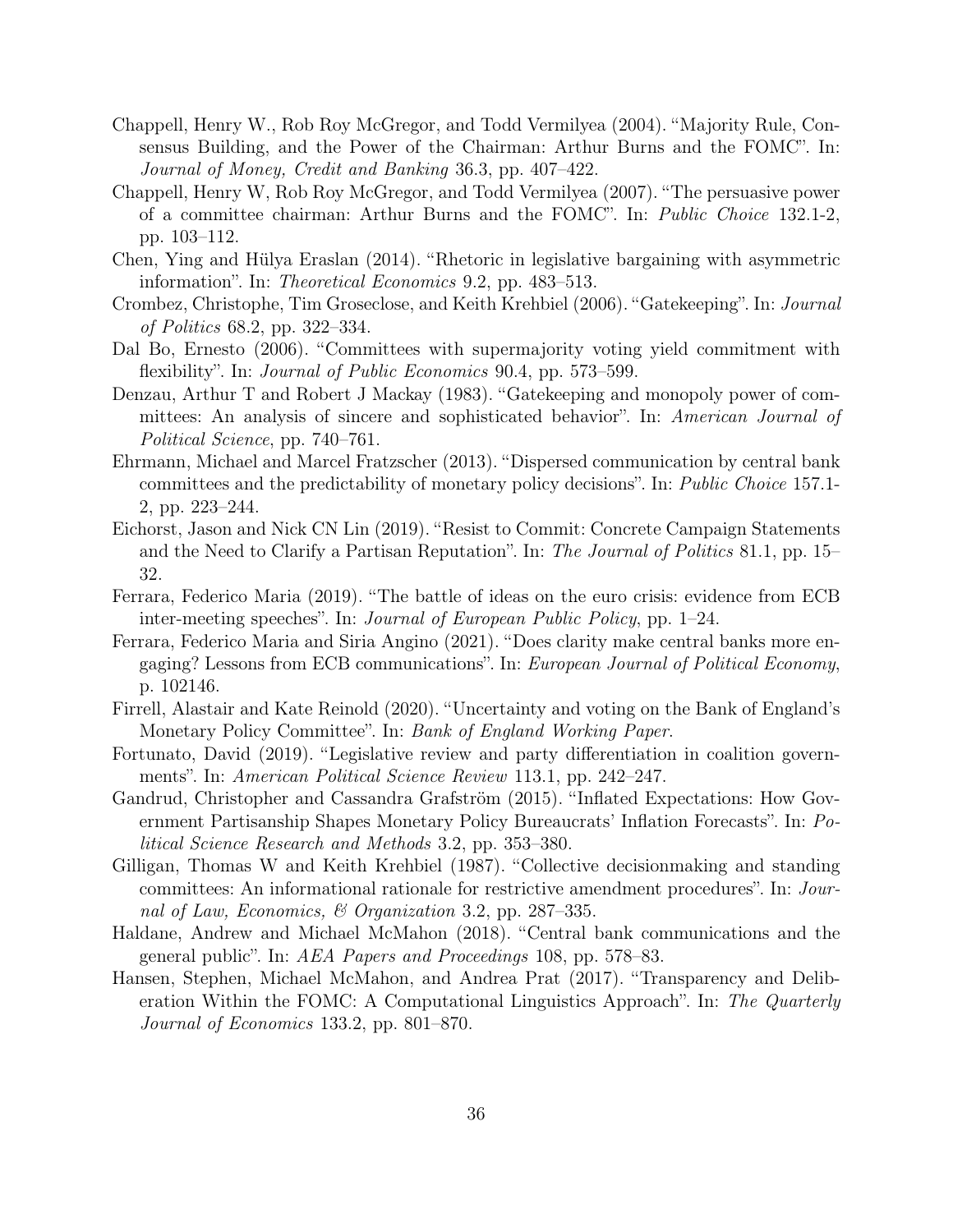Chappell, Henry W., Rob Roy McGregor, and Todd Vermilyea (2004). "Majority Rule, Consensus Building, and the Power of the Chairman: Arthur Burns and the FOMC". In: *Journal of Money, Credit and Banking* 36.3, pp. 407–422.

Chappell, Henry W, Rob Roy McGregor, and Todd Vermilyea (2007). "The persuasive power of a committee chairman: Arthur Burns and the FOMC". In: *Public Choice* 132.1-2, pp. 103–112.

Chen, Ying and Hülya Eraslan (2014). "Rhetoric in legislative bargaining with asymmetric information". In: *Theoretical Economics* 9.2, pp. 483–513.

Crombez, Christophe, Tim Groseclose, and Keith Krehbiel (2006). "Gatekeeping". In: *Journal of Politics* 68.2, pp. 322–334.

Dal Bo, Ernesto (2006). "Committees with supermajority voting yield commitment with flexibility". In: *Journal of Public Economics* 90.4, pp. 573–599.

Denzau, Arthur T and Robert J Mackay (1983). "Gatekeeping and monopoly power of committees: An analysis of sincere and sophisticated behavior". In: *American Journal of Political Science*, pp. 740–761.

Ehrmann, Michael and Marcel Fratzscher (2013). "Dispersed communication by central bank committees and the predictability of monetary policy decisions". In: *Public Choice* 157.1-2, pp. 223–244.

Eichorst, Jason and Nick CN Lin (2019). "Resist to Commit: Concrete Campaign Statements and the Need to Clarify a Partisan Reputation". In: *The Journal of Politics* 81.1, pp. 15–32.

Ferrara, Federico Maria (2019). "The battle of ideas on the euro crisis: evidence from ECB inter-meeting speeches". In: *Journal of European Public Policy*, pp. 1–24.

Ferrara, Federico Maria and Siria Angino (2021). "Does clarity make central banks more engaging? Lessons from ECB communications". In: *European Journal of Political Economy*, p. 102146.

Firrell, Alastair and Kate Reinold (2020). "Uncertainty and voting on the Bank of England's Monetary Policy Committee". In: *Bank of England Working Paper*.

Fortunato, David (2019). "Legislative review and party differentiation in coalition governments". In: *American Political Science Review* 113.1, pp. 242–247.

Gandrud, Christopher and Cassandra Grafström (2015). "Inflated Expectations: How Government Partisanship Shapes Monetary Policy Bureaucrats' Inflation Forecasts". In: *Political Science Research and Methods* 3.2, pp. 353–380.

Gilligan, Thomas W and Keith Krehbiel (1987). "Collective decisionmaking and standing committees: An informational rationale for restrictive amendment procedures". In: *Journal of Law, Economics, & Organization* 3.2, pp. 287–335.

Haldane, Andrew and Michael McMahon (2018). "Central bank communications and the general public". In: *AEA Papers and Proceedings* 108, pp. 578–83.

Hansen, Stephen, Michael McMahon, and Andrea Prat (2017). "Transparency and Deliberation Within the FOMC: A Computational Linguistics Approach". In: *The Quarterly Journal of Economics* 133.2, pp. 801–870.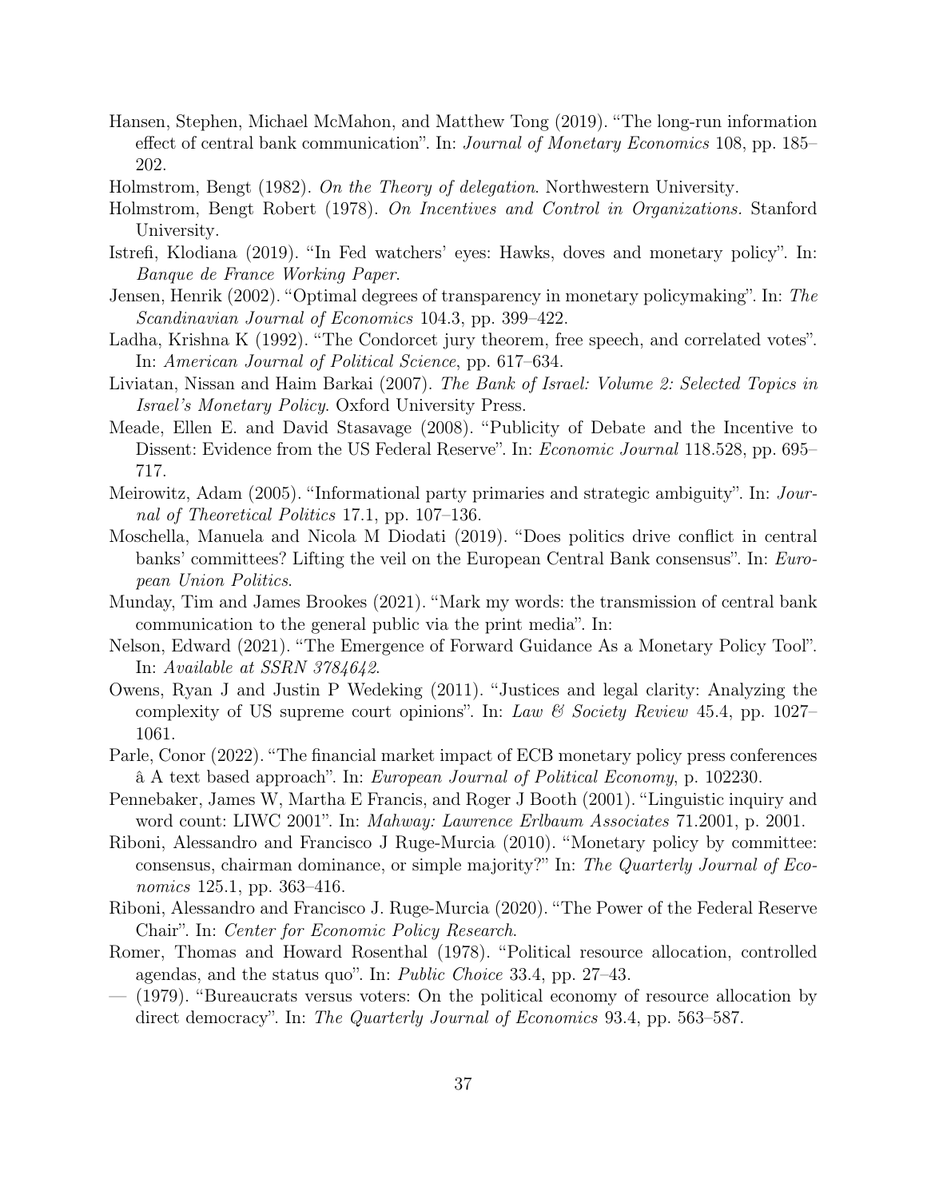Hansen, Stephen, Michael McMahon, and Matthew Tong (2019). "The long-run information effect of central bank communication". In: *Journal of Monetary Economics* 108, pp. 185–202.

Holmstrom, Bengt (1982). *On the Theory of delegation*. Northwestern University.

Holmstrom, Bengt Robert (1978). *On Incentives and Control in Organizations*. Stanford University.

Istrefi, Klodiana (2019). "In Fed watchers' eyes: Hawks, doves and monetary policy". In: *Banque de France Working Paper*.

Jensen, Henrik (2002). "Optimal degrees of transparency in monetary policymaking". In: *The Scandinavian Journal of Economics* 104.3, pp. 399–422.

Ladha, Krishna K (1992). "The Condorcet jury theorem, free speech, and correlated votes". In: *American Journal of Political Science*, pp. 617–634.

Liviatan, Nissan and Haim Barkai (2007). *The Bank of Israel: Volume 2: Selected Topics in Israel's Monetary Policy*. Oxford University Press.

Meade, Ellen E. and David Stasavage (2008). "Publicity of Debate and the Incentive to Dissent: Evidence from the US Federal Reserve". In: *Economic Journal* 118.528, pp. 695–717.

Meirowitz, Adam (2005). "Informational party primaries and strategic ambiguity". In: *Journal of Theoretical Politics* 17.1, pp. 107–136.

Moschella, Manuela and Nicola M Diodati (2019). "Does politics drive conflict in central banks' committees? Lifting the veil on the European Central Bank consensus". In: *European Union Politics*.

Munday, Tim and James Brookes (2021). "Mark my words: the transmission of central bank communication to the general public via the print media". In:

Nelson, Edward (2021). "The Emergence of Forward Guidance As a Monetary Policy Tool". In: *Available at SSRN 3784642*.

Owens, Ryan J and Justin P Wedeking (2011). "Justices and legal clarity: Analyzing the complexity of US supreme court opinions". In: *Law & Society Review* 45.4, pp. 1027–1061.

Parle, Conor (2022). "The financial market impact of ECB monetary policy press conferences â A text based approach". In: *European Journal of Political Economy*, p. 102230.

Pennebaker, James W, Martha E Francis, and Roger J Booth (2001). "Linguistic inquiry and word count: LIWC 2001". In: *Mahway: Lawrence Erlbaum Associates* 71.2001, p. 2001.

Riboni, Alessandro and Francisco J Ruge-Murcia (2010). "Monetary policy by committee: consensus, chairman dominance, or simple majority?" In: *The Quarterly Journal of Economics* 125.1, pp. 363–416.

Riboni, Alessandro and Francisco J. Ruge-Murcia (2020). "The Power of the Federal Reserve Chair". In: *Center for Economic Policy Research*.

Romer, Thomas and Howard Rosenthal (1978). "Political resource allocation, controlled agendas, and the status quo". In: *Public Choice* 33.4, pp. 27–43.

— (1979). "Bureaucrats versus voters: On the political economy of resource allocation by direct democracy". In: *The Quarterly Journal of Economics* 93.4, pp. 563–587.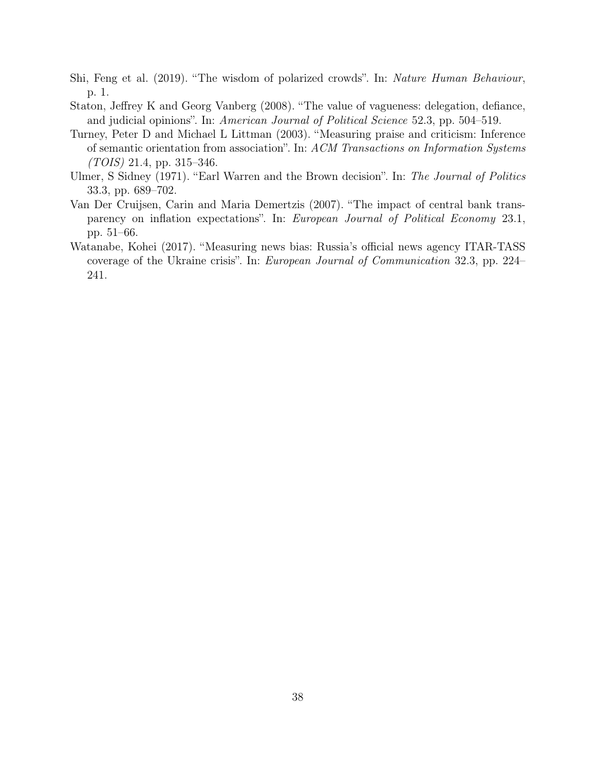Shi, Feng et al. (2019). "The wisdom of polarized crowds". In: *Nature Human Behaviour*, p. 1.

Staton, Jeffrey K and Georg Vanberg (2008). "The value of vagueness: delegation, defiance, and judicial opinions". In: *American Journal of Political Science* 52.3, pp. 504–519.

Turney, Peter D and Michael L Littman (2003). "Measuring praise and criticism: Inference of semantic orientation from association". In: *ACM Transactions on Information Systems (TOIS)* 21.4, pp. 315–346.

Ulmer, S Sidney (1971). "Earl Warren and the Brown decision". In: *The Journal of Politics* 33.3, pp. 689–702.

Van Der Cruijsen, Carin and Maria Demertzis (2007). "The impact of central bank transparency on inflation expectations". In: *European Journal of Political Economy* 23.1, pp. 51–66.

Watanabe, Kohei (2017). "Measuring news bias: Russia's official news agency ITAR-TASS coverage of the Ukraine crisis". In: *European Journal of Communication* 32.3, pp. 224–241.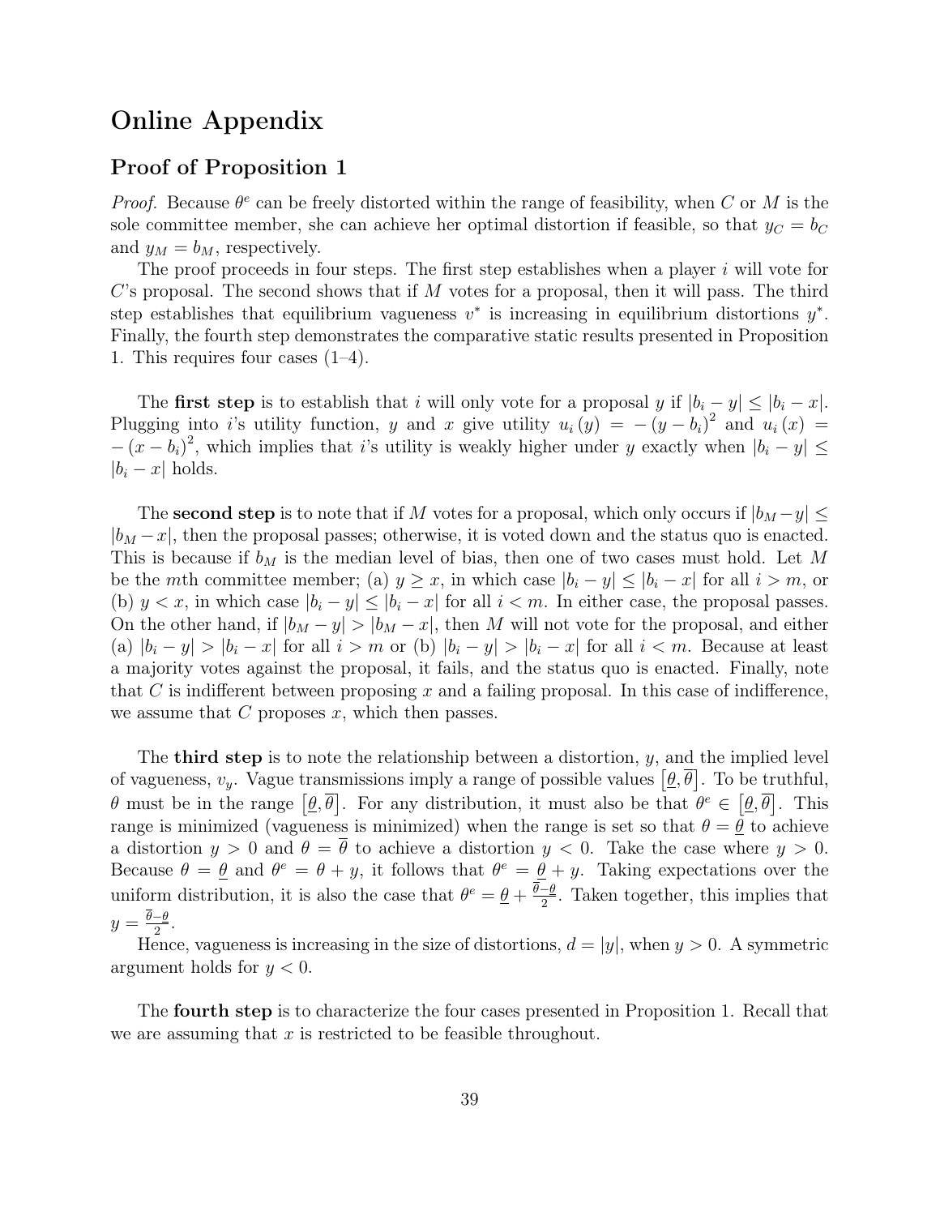# Online Appendix

## Proof of Proposition 1

*Proof.* Because $\theta^e$ can be freely distorted within the range of feasibility, when $C$ or $M$ is the sole committee member, she can achieve her optimal distortion if feasible, so that $y_C = b_C$ and $y_M = b_M$, respectively.

The proof proceeds in four steps. The first step establishes when a player $i$ will vote for $C$'s proposal. The second shows that if $M$ votes for a proposal, then it will pass. The third step establishes that equilibrium vagueness $v^*$ is increasing in equilibrium distortions $y^*$. Finally, the fourth step demonstrates the comparative static results presented in Proposition 1. This requires four cases (1–4).

The **first step** is to establish that $i$ will only vote for a proposal $y$ if $|b_i - y| \leq |b_i - x|$. Plugging into $i$'s utility function, $y$ and $x$ give utility $u_i(y) = -(y - b_i)^2$ and $u_i(x) = -(x - b_i)^2$, which implies that $i$'s utility is weakly higher under $y$ exactly when $|b_i - y| \leq |b_i - x|$ holds.

The **second step** is to note that if $M$ votes for a proposal, which only occurs if $|b_M - y| \leq |b_M - x|$, then the proposal passes; otherwise, it is voted down and the status quo is enacted. This is because if $b_M$ is the median level of bias, then one of two cases must hold. Let $M$ be the $m$th committee member; (a) $y \geq x$, in which case $|b_i - y| \leq |b_i - x|$ for all $i > m$, or (b) $y < x$, in which case $|b_i - y| \leq |b_i - x|$ for all $i < m$. In either case, the proposal passes. On the other hand, if $|b_M - y| > |b_M - x|$, then $M$ will not vote for the proposal, and either (a) $|b_i - y| > |b_i - x|$ for all $i > m$ or (b) $|b_i - y| > |b_i - x|$ for all $i < m$. Because at least a majority votes against the proposal, it fails, and the status quo is enacted. Finally, note that $C$ is indifferent between proposing $x$ and a failing proposal. In this case of indifference, we assume that $C$ proposes $x$, which then passes.

The **third step** is to note the relationship between a distortion, $y$, and the implied level of vagueness, $v_y$. Vague transmissions imply a range of possible values $[\underline{\theta}, \overline{\theta}]$. To be truthful, $\theta$ must be in the range $[\underline{\theta}, \overline{\theta}]$. For any distribution, it must also be that $\theta^e \in [\underline{\theta}, \overline{\theta}]$. This range is minimized (vagueness is minimized) when the range is set so that $\theta = \underline{\theta}$ to achieve a distortion $y > 0$ and $\theta = \overline{\theta}$ to achieve a distortion $y < 0$. Take the case where $y > 0$. Because $\theta = \underline{\theta}$ and $\theta^e = \theta + y$, it follows that $\theta^e = \underline{\theta} + y$. Taking expectations over the uniform distribution, it is also the case that $\theta^e = \underline{\theta} + \frac{\overline{\theta} - \underline{\theta}}{2}$. Taken together, this implies that $y = \frac{\overline{\theta} - \underline{\theta}}{2}$.

Hence, vagueness is increasing in the size of distortions, $d = |y|$, when $y > 0$. A symmetric argument holds for $y < 0$.

The **fourth step** is to characterize the four cases presented in Proposition 1. Recall that we are assuming that $x$ is restricted to be feasible throughout.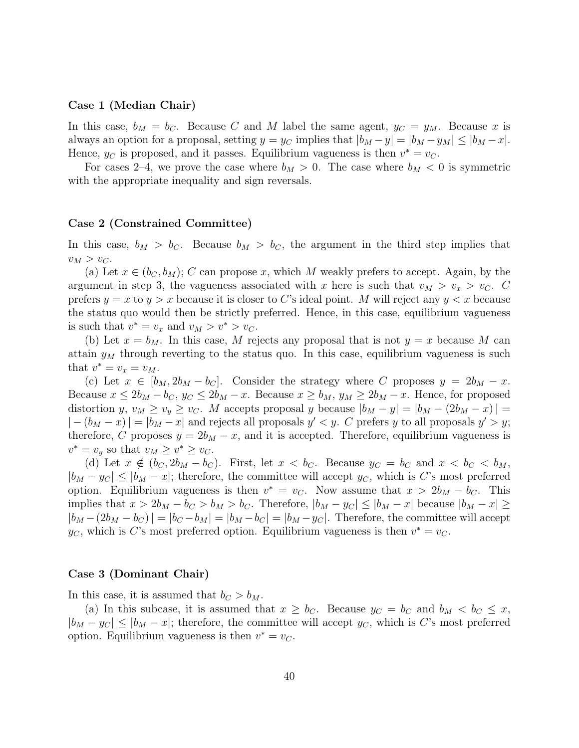**Case 1 (Median Chair)**

In this case, $b_M = b_C$. Because $C$ and $M$ label the same agent, $y_C = y_M$. Because $x$ is always an option for a proposal, setting $y = y_C$ implies that $|b_M - y| = |b_M - y_M| \leq |b_M - x|$. Hence, $y_C$ is proposed, and it passes. Equilibrium vagueness is then $v^* = v_C$.

For cases 2–4, we prove the case where $b_M > 0$. The case where $b_M < 0$ is symmetric with the appropriate inequality and sign reversals.

**Case 2 (Constrained Committee)**

In this case, $b_M > b_C$. Because $b_M > b_C$, the argument in the third step implies that $v_M > v_C$.

(a) Let $x \in (b_C, b_M)$; $C$ can propose $x$, which $M$ weakly prefers to accept. Again, by the argument in step 3, the vagueness associated with $x$ here is such that $v_M > v_x > v_C$. $C$ prefers $y = x$ to $y > x$ because it is closer to $C$'s ideal point. $M$ will reject any $y < x$ because the status quo would then be strictly preferred. Hence, in this case, equilibrium vagueness is such that $v^* = v_x$ and $v_M > v^* > v_C$.

(b) Let $x = b_M$. In this case, $M$ rejects any proposal that is not $y = x$ because $M$ can attain $y_M$ through reverting to the status quo. In this case, equilibrium vagueness is such that $v^* = v_x = v_M$.

(c) Let $x \in [b_M, 2b_M - b_C]$. Consider the strategy where $C$ proposes $y = 2b_M - x$. Because $x \leq 2b_M - b_C$, $y_C \leq 2b_M - x$. Because $x \geq b_M$, $y_M \geq 2b_M - x$. Hence, for proposed distortion $y$, $v_M \geq v_y \geq v_C$. $M$ accepts proposal $y$ because $|b_M - y| = |b_M - (2b_M - x)| = |-(b_M - x)| = |b_M - x|$ and rejects all proposals $y' < y$. $C$ prefers $y$ to all proposals $y' > y$; therefore, $C$ proposes $y = 2b_M - x$, and it is accepted. Therefore, equilibrium vagueness is $v^* = v_y$ so that $v_M \geq v^* \geq v_C$.

(d) Let $x \notin (b_C, 2b_M - b_C)$. First, let $x < b_C$. Because $y_C = b_C$ and $x < b_C < b_M$, $|b_M - y_C| \leq |b_M - x|$; therefore, the committee will accept $y_C$, which is $C$'s most preferred option. Equilibrium vagueness is then $v^* = v_C$. Now assume that $x > 2b_M - b_C$. This implies that $x > 2b_M - b_C > b_M > b_C$. Therefore, $|b_M - y_C| \leq |b_M - x|$ because $|b_M - x| \geq |b_M - (2b_M - b_C)| = |b_C - b_M| = |b_M - b_C| = |b_M - y_C|$. Therefore, the committee will accept $y_C$, which is $C$'s most preferred option. Equilibrium vagueness is then $v^* = v_C$.

**Case 3 (Dominant Chair)**

In this case, it is assumed that $b_C > b_M$.

(a) In this subcase, it is assumed that $x \geq b_C$. Because $y_C = b_C$ and $b_M < b_C \leq x$, $|b_M - y_C| \leq |b_M - x|$; therefore, the committee will accept $y_C$, which is $C$'s most preferred option. Equilibrium vagueness is then $v^* = v_C$.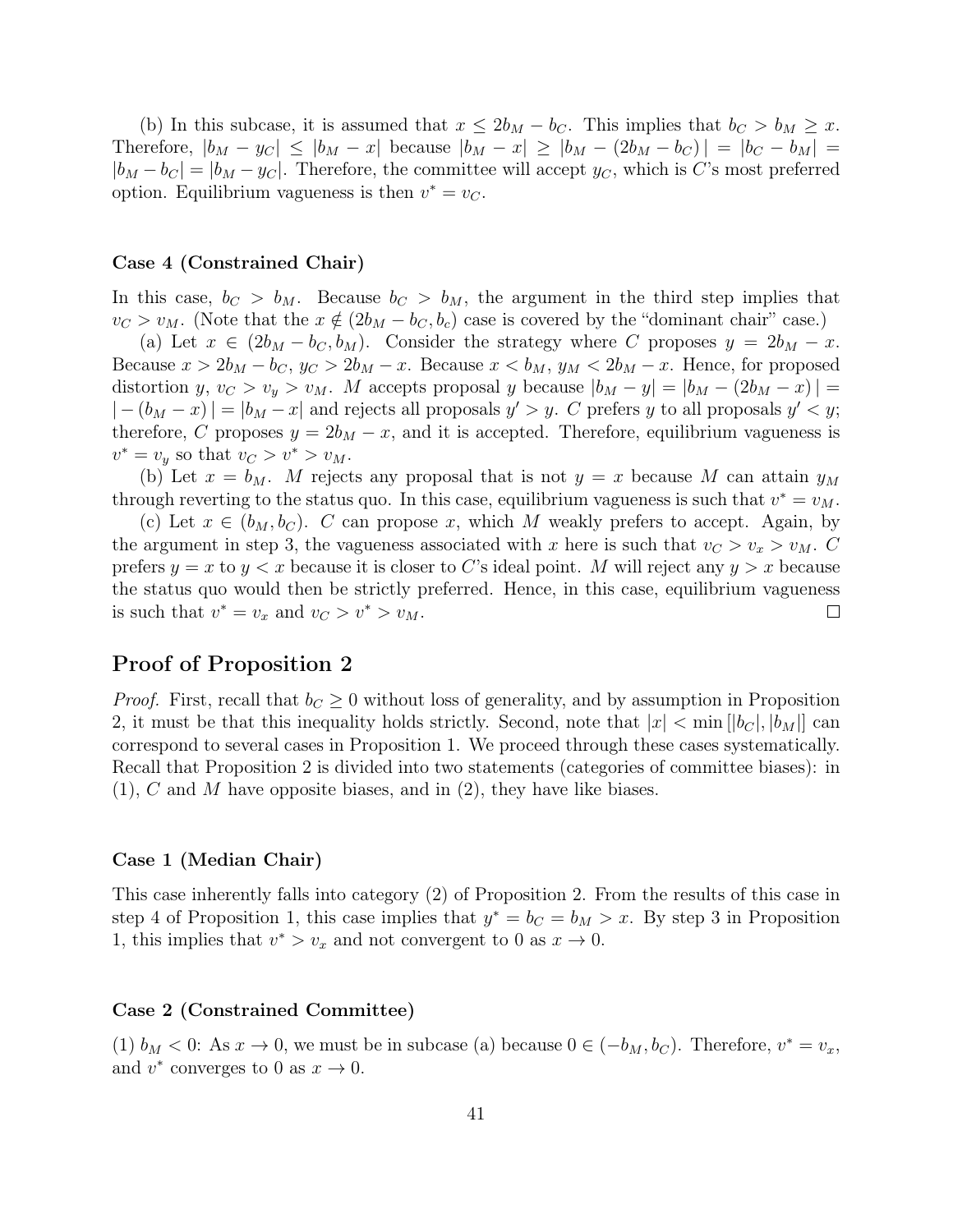(b) In this subcase, it is assumed that $x \leq 2b_M - b_C$. This implies that $b_C > b_M \geq x$. Therefore, $|b_M - y_C| \leq |b_M - x|$ because $|b_M - x| \geq |b_M - (2b_M - b_C)| = |b_C - b_M| = |b_M - b_C| = |b_M - y_C|$. Therefore, the committee will accept $y_C$, which is $C$'s most preferred option. Equilibrium vagueness is then $v^* = v_C$.

### Case 4 (Constrained Chair)

In this case, $b_C > b_M$. Because $b_C > b_M$, the argument in the third step implies that $v_C > v_M$. (Note that the $x \notin (2b_M - b_C, b_c)$ case is covered by the "dominant chair" case.)

(a) Let $x \in (2b_M - b_C, b_M)$. Consider the strategy where $C$ proposes $y = 2b_M - x$. Because $x > 2b_M - b_C$, $y_C > 2b_M - x$. Because $x < b_M$, $y_M < 2b_M - x$. Hence, for proposed distortion $y$, $v_C > v_y > v_M$. $M$ accepts proposal $y$ because $|b_M - y| = |b_M - (2b_M - x)| = |-(b_M - x)| = |b_M - x|$ and rejects all proposals $y' > y$. $C$ prefers $y$ to all proposals $y' < y$; therefore, $C$ proposes $y = 2b_M - x$, and it is accepted. Therefore, equilibrium vagueness is $v^* = v_y$ so that $v_C > v^* > v_M$.

(b) Let $x = b_M$. $M$ rejects any proposal that is not $y = x$ because $M$ can attain $y_M$ through reverting to the status quo. In this case, equilibrium vagueness is such that $v^* = v_M$.

(c) Let $x \in (b_M, b_C)$. $C$ can propose $x$, which $M$ weakly prefers to accept. Again, by the argument in step 3, the vagueness associated with $x$ here is such that $v_C > v_x > v_M$. $C$ prefers $y = x$ to $y < x$ because it is closer to $C$'s ideal point. $M$ will reject any $y > x$ because the status quo would then be strictly preferred. Hence, in this case, equilibrium vagueness is such that $v^* = v_x$ and $v_C > v^* > v_M$. □

## Proof of Proposition 2

*Proof.* First, recall that $b_C \geq 0$ without loss of generality, and by assumption in Proposition 2, it must be that this inequality holds strictly. Second, note that $|x| < \min[|b_C|, |b_M|]$ can correspond to several cases in Proposition 1. We proceed through these cases systematically. Recall that Proposition 2 is divided into two statements (categories of committee biases): in (1), $C$ and $M$ have opposite biases, and in (2), they have like biases.

### Case 1 (Median Chair)

This case inherently falls into category (2) of Proposition 2. From the results of this case in step 4 of Proposition 1, this case implies that $y^* = b_C = b_M > x$. By step 3 in Proposition 1, this implies that $v^* > v_x$ and not convergent to 0 as $x \to 0$.

### Case 2 (Constrained Committee)

(1) $b_M < 0$: As $x \to 0$, we must be in subcase (a) because $0 \in (-b_M, b_C)$. Therefore, $v^* = v_x$, and $v^*$ converges to 0 as $x \to 0$.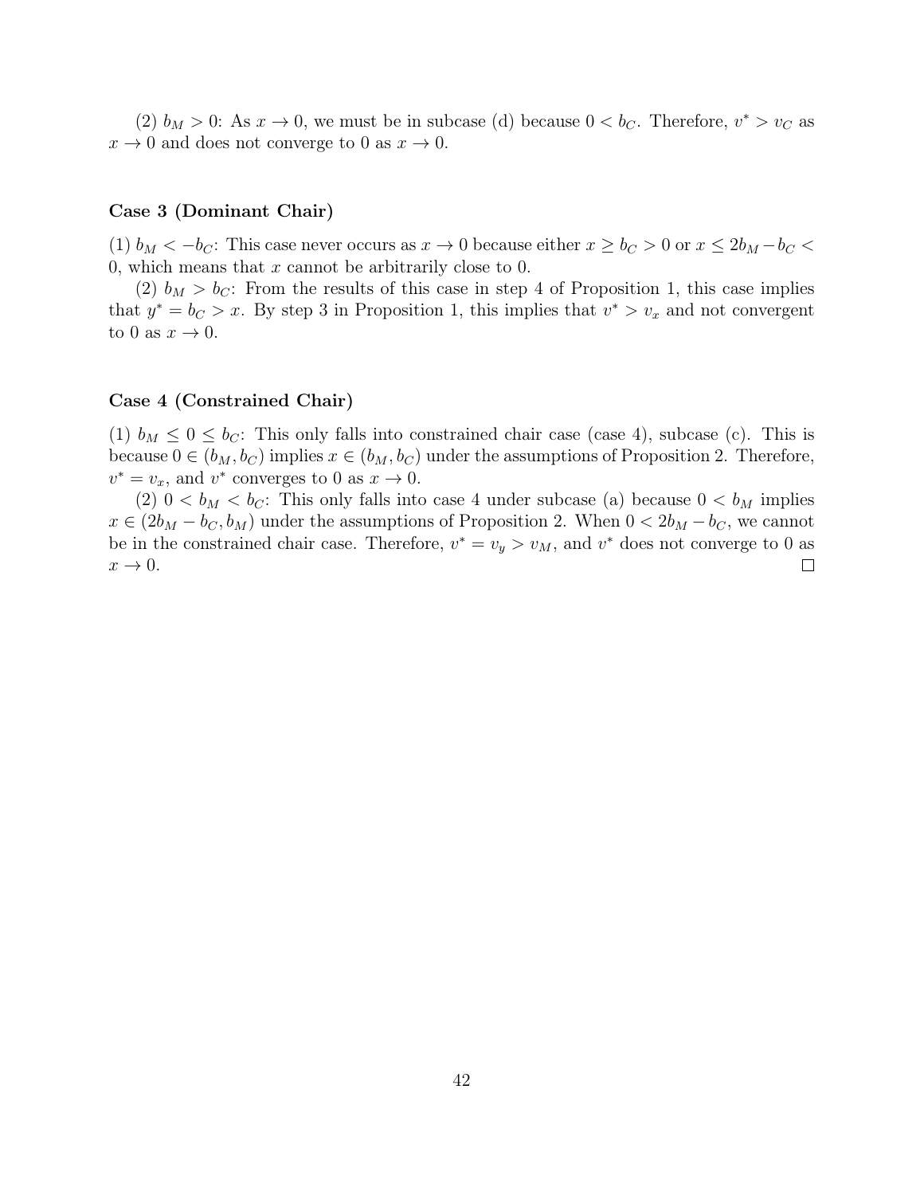(2) $b_M > 0$: As $x \to 0$, we must be in subcase (d) because $0 < b_C$. Therefore, $v^* > v_C$ as $x \to 0$ and does not converge to 0 as $x \to 0$.

### Case 3 (Dominant Chair)

(1) $b_M < -b_C$: This case never occurs as $x \to 0$ because either $x \geq b_C > 0$ or $x \leq 2b_M - b_C < 0$, which means that $x$ cannot be arbitrarily close to 0.

(2) $b_M > b_C$: From the results of this case in step 4 of Proposition 1, this case implies that $y^* = b_C > x$. By step 3 in Proposition 1, this implies that $v^* > v_x$ and not convergent to 0 as $x \to 0$.

### Case 4 (Constrained Chair)

(1) $b_M \leq 0 \leq b_C$: This only falls into constrained chair case (case 4), subcase (c). This is because $0 \in (b_M, b_C)$ implies $x \in (b_M, b_C)$ under the assumptions of Proposition 2. Therefore, $v^* = v_x$, and $v^*$ converges to 0 as $x \to 0$.

(2) $0 < b_M < b_C$: This only falls into case 4 under subcase (a) because $0 < b_M$ implies $x \in (2b_M - b_C, b_M)$ under the assumptions of Proposition 2. When $0 < 2b_M - b_C$, we cannot be in the constrained chair case. Therefore, $v^* = v_y > v_M$, and $v^*$ does not converge to 0 as $x \to 0$. □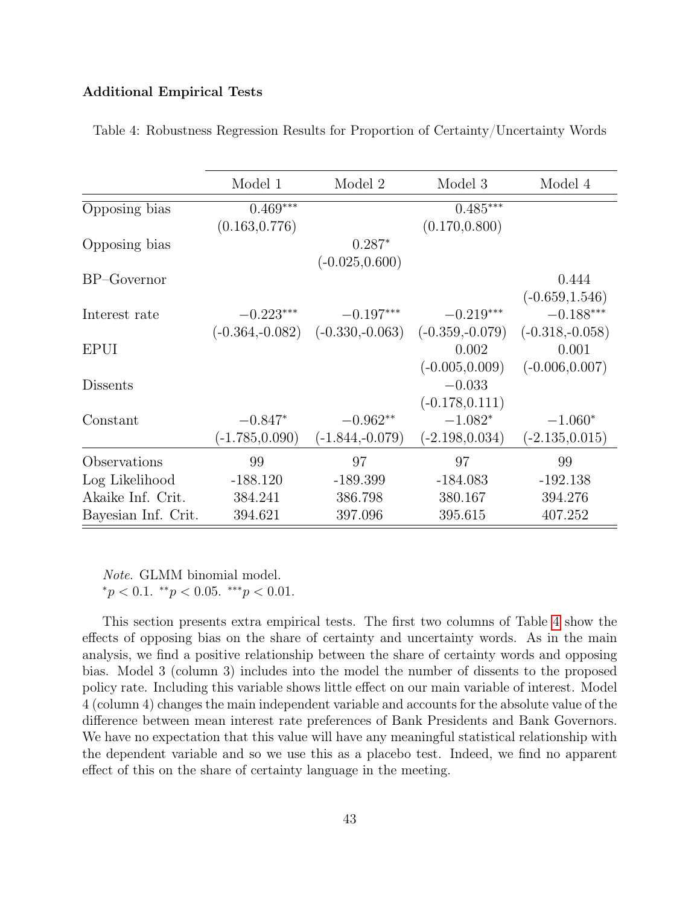**Additional Empirical Tests**

Table 4: Robustness Regression Results for Proportion of Certainty/Uncertainty Words

| | Model 1 | Model 2 | Model 3 | Model 4 |
|---|---|---|---|---|
| Opposing bias | $0.469^{***}$ | | $0.485^{***}$ | |
| | (0.163,0.776) | | (0.170,0.800) | |
| Opposing bias | | $0.287^{*}$ | | |
| | | (-0.025,0.600) | | |
| BP–Governor | | | | 0.444 |
| | | | | (-0.659,1.546) |
| Interest rate | $-0.223^{***}$ | $-0.197^{***}$ | $-0.219^{***}$ | $-0.188^{***}$ |
| | (-0.364,-0.082) | (-0.330,-0.063) | (-0.359,-0.079) | (-0.318,-0.058) |
| EPUI | | | 0.002 | 0.001 |
| | | | (-0.005,0.009) | (-0.006,0.007) |
| Dissents | | | $-0.033$ | |
| | | | (-0.178,0.111) | |
| Constant | $-0.847^{*}$ | $-0.962^{**}$ | $-1.082^{*}$ | $-1.060^{*}$ |
| | (-1.785,0.090) | (-1.844,-0.079) | (-2.198,0.034) | (-2.135,0.015) |
| Observations | 99 | 97 | 97 | 99 |
| Log Likelihood | -188.120 | -189.399 | -184.083 | -192.138 |
| Akaike Inf. Crit. | 384.241 | 386.798 | 380.167 | 394.276 |
| Bayesian Inf. Crit. | 394.621 | 397.096 | 395.615 | 407.252 |

*Note*. GLMM binomial model.
$^{*}p < 0.1$. $^{**}p < 0.05$. $^{***}p < 0.01$.

This section presents extra empirical tests. The first two columns of Table 4 show the effects of opposing bias on the share of certainty and uncertainty words. As in the main analysis, we find a positive relationship between the share of certainty words and opposing bias. Model 3 (column 3) includes into the model the number of dissents to the proposed policy rate. Including this variable shows little effect on our main variable of interest. Model 4 (column 4) changes the main independent variable and accounts for the absolute value of the difference between mean interest rate preferences of Bank Presidents and Bank Governors. We have no expectation that this value will have any meaningful statistical relationship with the dependent variable and so we use this as a placebo test. Indeed, we find no apparent effect of this on the share of certainty language in the meeting.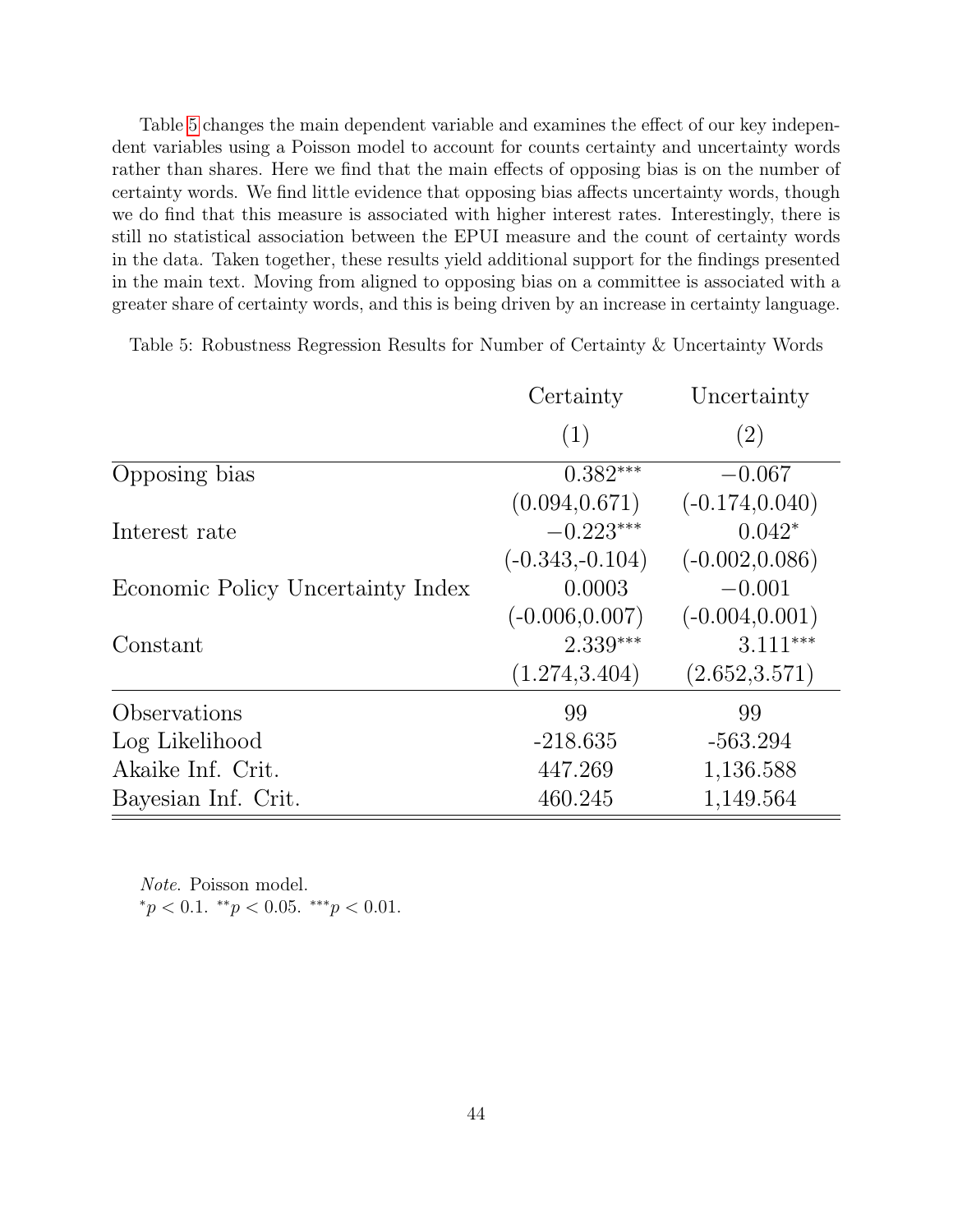Table 5 changes the main dependent variable and examines the effect of our key independent variables using a Poisson model to account for counts certainty and uncertainty words rather than shares. Here we find that the main effects of opposing bias is on the number of certainty words. We find little evidence that opposing bias affects uncertainty words, though we do find that this measure is associated with higher interest rates. Interestingly, there is still no statistical association between the EPUI measure and the count of certainty words in the data. Taken together, these results yield additional support for the findings presented in the main text. Moving from aligned to opposing bias on a committee is associated with a greater share of certainty words, and this is being driven by an increase in certainty language.

Table 5: Robustness Regression Results for Number of Certainty & Uncertainty Words

| | Certainty | Uncertainty |
|---|---|---|
| | (1) | (2) |
| Opposing bias | $0.382^{***}$ | $-0.067$ |
| | (0.094,0.671) | (-0.174,0.040) |
| Interest rate | $-0.223^{***}$ | $0.042^{*}$ |
| | (-0.343,-0.104) | (-0.002,0.086) |
| Economic Policy Uncertainty Index | 0.0003 | $-0.001$ |
| | (-0.006,0.007) | (-0.004,0.001) |
| Constant | $2.339^{***}$ | $3.111^{***}$ |
| | (1.274,3.404) | (2.652,3.571) |
| Observations | 99 | 99 |
| Log Likelihood | -218.635 | -563.294 |
| Akaike Inf. Crit. | 447.269 | 1,136.588 |
| Bayesian Inf. Crit. | 460.245 | 1,149.564 |

*Note*. Poisson model.
$^{*}p < 0.1$. $^{**}p < 0.05$. $^{***}p < 0.01$.